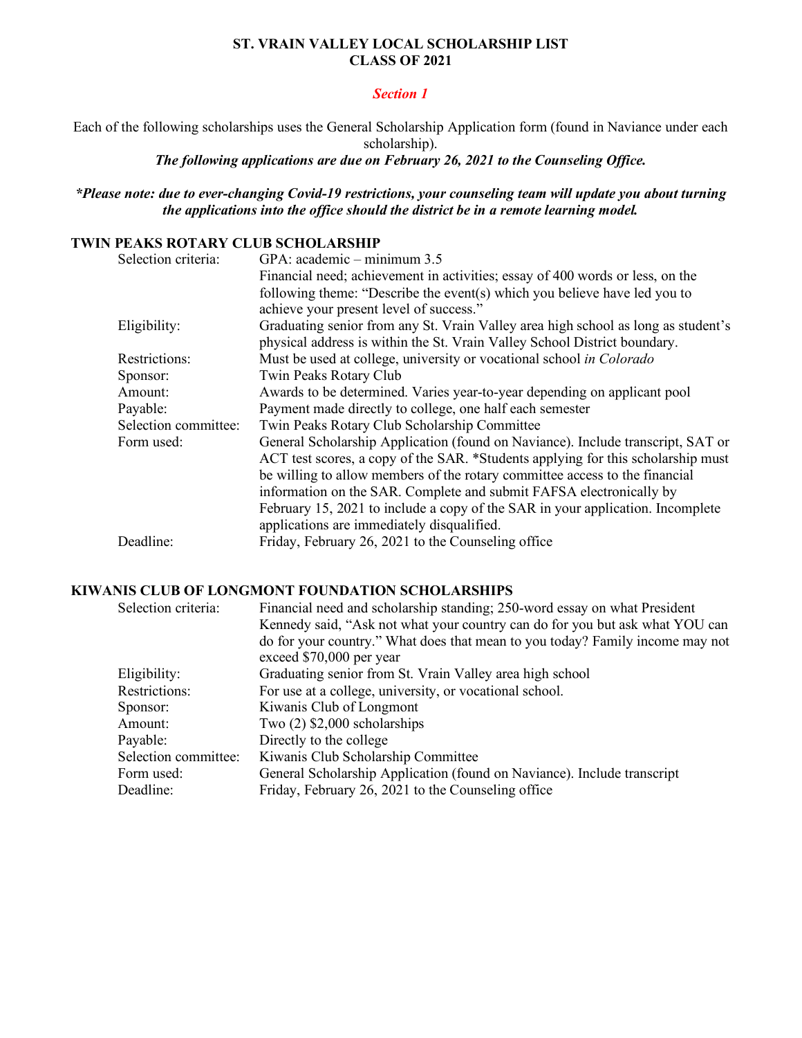# ST. VRAIN VALLEY LOCAL SCHOLARSHIP LIST
# CLASS OF 2021

## *Section 1*

Each of the following scholarships uses the General Scholarship Application form (found in Naviance under each scholarship).

***The following applications are due on February 26, 2021 to the Counseling Office.***

***\*Please note: due to ever-changing Covid-19 restrictions, your counseling team will update you about turning the applications into the office should the district be in a remote learning model.***

### TWIN PEAKS ROTARY CLUB SCHOLARSHIP

| | |
|---|---|
| Selection criteria: | GPA: academic – minimum 3.5<br>Financial need; achievement in activities; essay of 400 words or less, on the following theme: "Describe the event(s) which you believe have led you to achieve your present level of success." |
| Eligibility: | Graduating senior from any St. Vrain Valley area high school as long as student's physical address is within the St. Vrain Valley School District boundary. |
| Restrictions: | Must be used at college, university or vocational school *in Colorado* |
| Sponsor: | Twin Peaks Rotary Club |
| Amount: | Awards to be determined. Varies year-to-year depending on applicant pool |
| Payable: | Payment made directly to college, one half each semester |
| Selection committee: | Twin Peaks Rotary Club Scholarship Committee |
| Form used: | General Scholarship Application (found on Naviance). Include transcript, SAT or ACT test scores, a copy of the SAR. *Students applying for this scholarship must be willing to allow members of the rotary committee access to the financial information on the SAR. Complete and submit FAFSA electronically by February 15, 2021 to include a copy of the SAR in your application. Incomplete applications are immediately disqualified. |
| Deadline: | Friday, February 26, 2021 to the Counseling office |

### KIWANIS CLUB OF LONGMONT FOUNDATION SCHOLARSHIPS

| | |
|---|---|
| Selection criteria: | Financial need and scholarship standing; 250-word essay on what President Kennedy said, "Ask not what your country can do for you but ask what YOU can do for your country." What does that mean to you today? Family income may not exceed $70,000 per year |
| Eligibility: | Graduating senior from St. Vrain Valley area high school |
| Restrictions: | For use at a college, university, or vocational school. |
| Sponsor: | Kiwanis Club of Longmont |
| Amount: | Two (2) $2,000 scholarships |
| Payable: | Directly to the college |
| Selection committee: | Kiwanis Club Scholarship Committee |
| Form used: | General Scholarship Application (found on Naviance). Include transcript |
| Deadline: | Friday, February 26, 2021 to the Counseling office |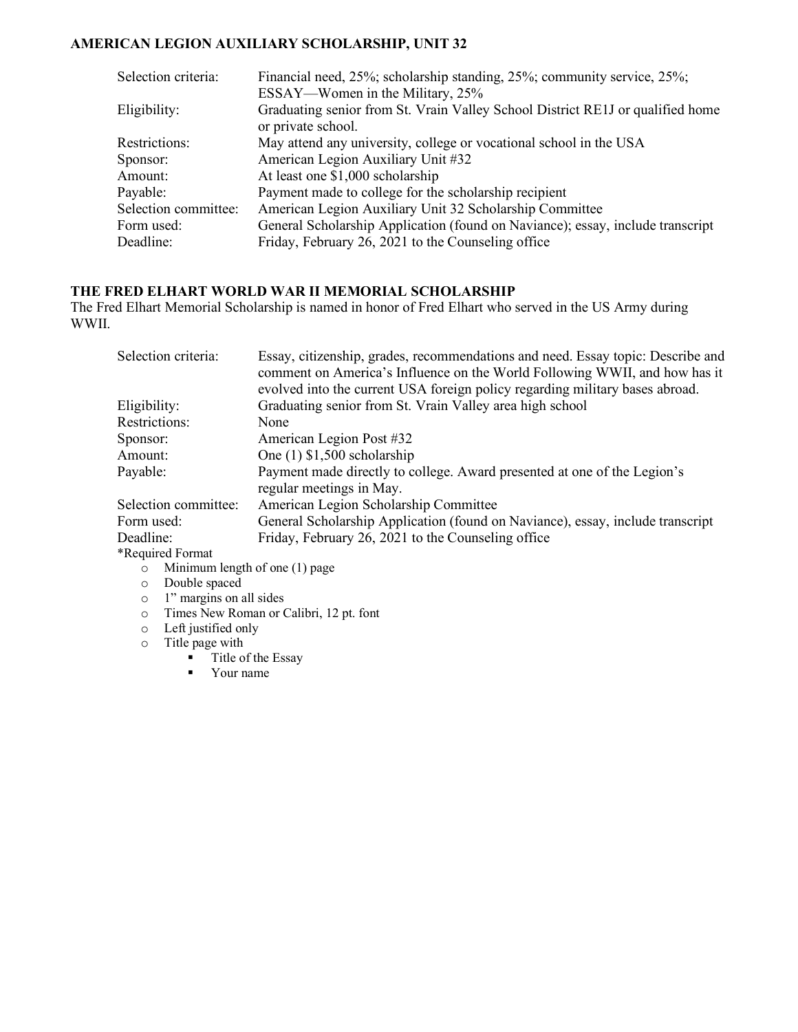## AMERICAN LEGION AUXILIARY SCHOLARSHIP, UNIT 32

| | |
|---|---|
| Selection criteria: | Financial need, 25%; scholarship standing, 25%; community service, 25%; ESSAY—Women in the Military, 25% |
| Eligibility: | Graduating senior from St. Vrain Valley School District RE1J or qualified home or private school. |
| Restrictions: | May attend any university, college or vocational school in the USA |
| Sponsor: | American Legion Auxiliary Unit #32 |
| Amount: | At least one $1,000 scholarship |
| Payable: | Payment made to college for the scholarship recipient |
| Selection committee: | American Legion Auxiliary Unit 32 Scholarship Committee |
| Form used: | General Scholarship Application (found on Naviance); essay, include transcript |
| Deadline: | Friday, February 26, 2021 to the Counseling office |

## THE FRED ELHART WORLD WAR II MEMORIAL SCHOLARSHIP

The Fred Elhart Memorial Scholarship is named in honor of Fred Elhart who served in the US Army during WWII.

| | |
|---|---|
| Selection criteria: | Essay, citizenship, grades, recommendations and need. Essay topic: Describe and comment on America's Influence on the World Following WWII, and how has it evolved into the current USA foreign policy regarding military bases abroad. |
| Eligibility: | Graduating senior from St. Vrain Valley area high school |
| Restrictions: | None |
| Sponsor: | American Legion Post #32 |
| Amount: | One (1) $1,500 scholarship |
| Payable: | Payment made directly to college. Award presented at one of the Legion's regular meetings in May. |
| Selection committee: | American Legion Scholarship Committee |
| Form used: | General Scholarship Application (found on Naviance), essay, include transcript |
| Deadline: | Friday, February 26, 2021 to the Counseling office |

*Required Format

- Minimum length of one (1) page
- Double spaced
- 1" margins on all sides
- Times New Roman or Calibri, 12 pt. font
- Left justified only
- Title page with
  - Title of the Essay
  - Your name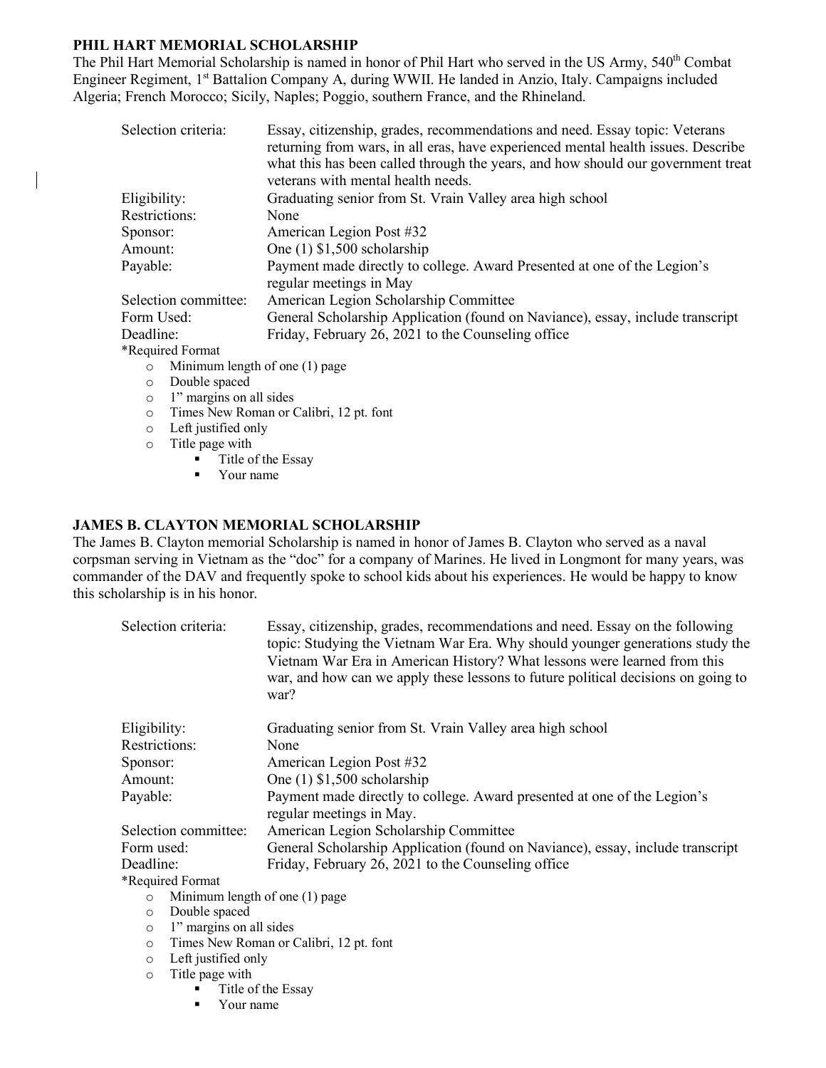## PHIL HART MEMORIAL SCHOLARSHIP

The Phil Hart Memorial Scholarship is named in honor of Phil Hart who served in the US Army, 540th Combat Engineer Regiment, 1st Battalion Company A, during WWII. He landed in Anzio, Italy. Campaigns included Algeria; French Morocco; Sicily, Naples; Poggio, southern France, and the Rhineland.

| | |
|---|---|
| Selection criteria: | Essay, citizenship, grades, recommendations and need. Essay topic: Veterans returning from wars, in all eras, have experienced mental health issues. Describe what this has been called through the years, and how should our government treat veterans with mental health needs. |
| Eligibility: | Graduating senior from St. Vrain Valley area high school |
| Restrictions: | None |
| Sponsor: | American Legion Post #32 |
| Amount: | One (1) $1,500 scholarship |
| Payable: | Payment made directly to college. Award Presented at one of the Legion's regular meetings in May |
| Selection committee: | American Legion Scholarship Committee |
| Form Used: | General Scholarship Application (found on Naviance), essay, include transcript |
| Deadline: | Friday, February 26, 2021 to the Counseling office |

*Required Format
- Minimum length of one (1) page
- Double spaced
- 1" margins on all sides
- Times New Roman or Calibri, 12 pt. font
- Left justified only
- Title page with
  - Title of the Essay
  - Your name

## JAMES B. CLAYTON MEMORIAL SCHOLARSHIP

The James B. Clayton memorial Scholarship is named in honor of James B. Clayton who served as a naval corpsman serving in Vietnam as the "doc" for a company of Marines. He lived in Longmont for many years, was commander of the DAV and frequently spoke to school kids about his experiences. He would be happy to know this scholarship is in his honor.

| | |
|---|---|
| Selection criteria: | Essay, citizenship, grades, recommendations and need. Essay on the following topic: Studying the Vietnam War Era. Why should younger generations study the Vietnam War Era in American History? What lessons were learned from this war, and how can we apply these lessons to future political decisions on going to war? |
| Eligibility: | Graduating senior from St. Vrain Valley area high school |
| Restrictions: | None |
| Sponsor: | American Legion Post #32 |
| Amount: | One (1) $1,500 scholarship |
| Payable: | Payment made directly to college. Award presented at one of the Legion's regular meetings in May. |
| Selection committee: | American Legion Scholarship Committee |
| Form used: | General Scholarship Application (found on Naviance), essay, include transcript |
| Deadline: | Friday, February 26, 2021 to the Counseling office |

*Required Format
- Minimum length of one (1) page
- Double spaced
- 1" margins on all sides
- Times New Roman or Calibri, 12 pt. font
- Left justified only
- Title page with
  - Title of the Essay
  - Your name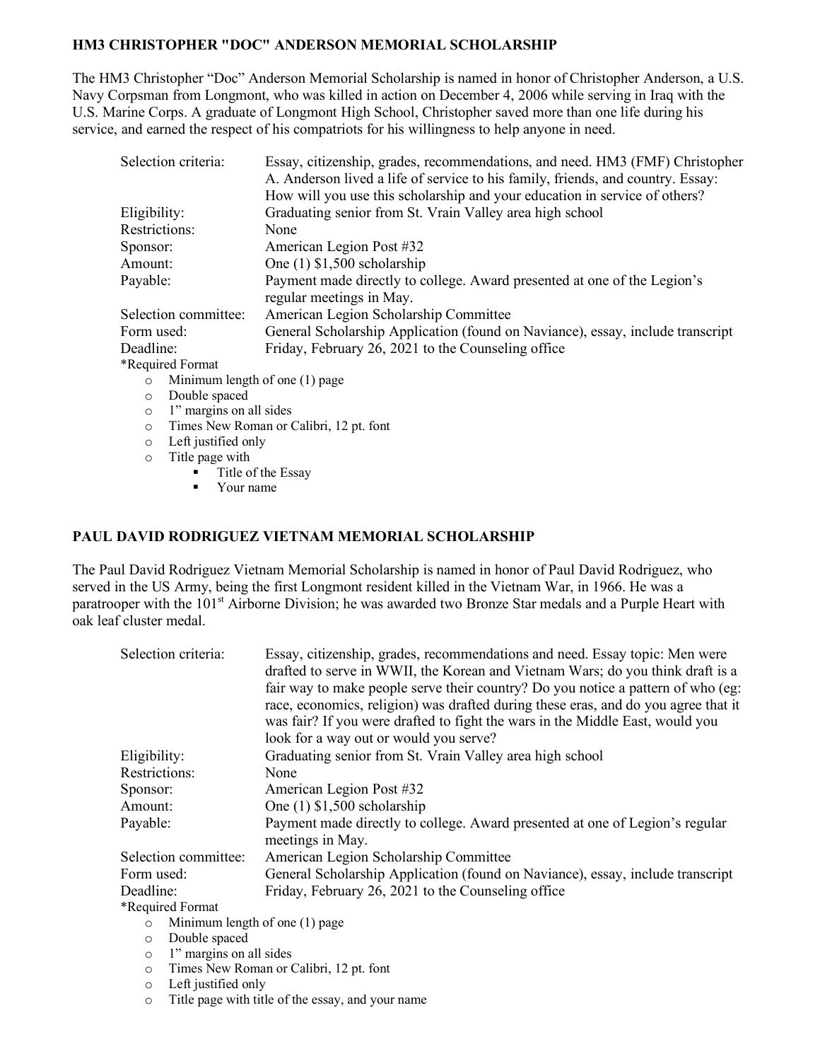## HM3 CHRISTOPHER "DOC" ANDERSON MEMORIAL SCHOLARSHIP

The HM3 Christopher "Doc" Anderson Memorial Scholarship is named in honor of Christopher Anderson, a U.S. Navy Corpsman from Longmont, who was killed in action on December 4, 2006 while serving in Iraq with the U.S. Marine Corps. A graduate of Longmont High School, Christopher saved more than one life during his service, and earned the respect of his compatriots for his willingness to help anyone in need.

| | |
|---|---|
| Selection criteria: | Essay, citizenship, grades, recommendations, and need. HM3 (FMF) Christopher A. Anderson lived a life of service to his family, friends, and country. Essay: How will you use this scholarship and your education in service of others? |
| Eligibility: | Graduating senior from St. Vrain Valley area high school |
| Restrictions: | None |
| Sponsor: | American Legion Post #32 |
| Amount: | One (1) $1,500 scholarship |
| Payable: | Payment made directly to college. Award presented at one of the Legion's regular meetings in May. |
| Selection committee: | American Legion Scholarship Committee |
| Form used: | General Scholarship Application (found on Naviance), essay, include transcript |
| Deadline: | Friday, February 26, 2021 to the Counseling office |

*Required Format

- Minimum length of one (1) page
- Double spaced
- 1" margins on all sides
- Times New Roman or Calibri, 12 pt. font
- Left justified only
- Title page with
  - Title of the Essay
  - Your name

## PAUL DAVID RODRIGUEZ VIETNAM MEMORIAL SCHOLARSHIP

The Paul David Rodriguez Vietnam Memorial Scholarship is named in honor of Paul David Rodriguez, who served in the US Army, being the first Longmont resident killed in the Vietnam War, in 1966. He was a paratrooper with the 101st Airborne Division; he was awarded two Bronze Star medals and a Purple Heart with oak leaf cluster medal.

| | |
|---|---|
| Selection criteria: | Essay, citizenship, grades, recommendations and need. Essay topic: Men were drafted to serve in WWII, the Korean and Vietnam Wars; do you think draft is a fair way to make people serve their country? Do you notice a pattern of who (eg: race, economics, religion) was drafted during these eras, and do you agree that it was fair? If you were drafted to fight the wars in the Middle East, would you look for a way out or would you serve? |
| Eligibility: | Graduating senior from St. Vrain Valley area high school |
| Restrictions: | None |
| Sponsor: | American Legion Post #32 |
| Amount: | One (1) $1,500 scholarship |
| Payable: | Payment made directly to college. Award presented at one of Legion's regular meetings in May. |
| Selection committee: | American Legion Scholarship Committee |
| Form used: | General Scholarship Application (found on Naviance), essay, include transcript |
| Deadline: | Friday, February 26, 2021 to the Counseling office |

*Required Format

- Minimum length of one (1) page
- Double spaced
- 1" margins on all sides
- Times New Roman or Calibri, 12 pt. font
- Left justified only
- Title page with title of the essay, and your name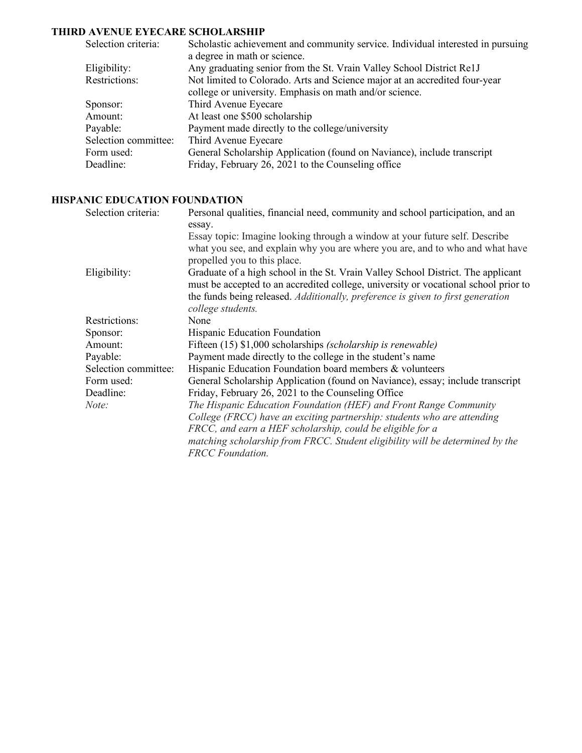### THIRD AVENUE EYECARE SCHOLARSHIP

| | |
|---|---|
| Selection criteria: | Scholastic achievement and community service. Individual interested in pursuing a degree in math or science. |
| Eligibility: | Any graduating senior from the St. Vrain Valley School District Re1J |
| Restrictions: | Not limited to Colorado. Arts and Science major at an accredited four-year college or university. Emphasis on math and/or science. |
| Sponsor: | Third Avenue Eyecare |
| Amount: | At least one $500 scholarship |
| Payable: | Payment made directly to the college/university |
| Selection committee: | Third Avenue Eyecare |
| Form used: | General Scholarship Application (found on Naviance), include transcript |
| Deadline: | Friday, February 26, 2021 to the Counseling office |

### HISPANIC EDUCATION FOUNDATION

| | |
|---|---|
| Selection criteria: | Personal qualities, financial need, community and school participation, and an essay.<br>Essay topic: Imagine looking through a window at your future self. Describe what you see, and explain why you are where you are, and to who and what have propelled you to this place. |
| Eligibility: | Graduate of a high school in the St. Vrain Valley School District. The applicant must be accepted to an accredited college, university or vocational school prior to the funds being released. *Additionally, preference is given to first generation college students.* |
| Restrictions: | None |
| Sponsor: | Hispanic Education Foundation |
| Amount: | Fifteen (15) $1,000 scholarships *(scholarship is renewable)* |
| Payable: | Payment made directly to the college in the student's name |
| Selection committee: | Hispanic Education Foundation board members & volunteers |
| Form used: | General Scholarship Application (found on Naviance), essay; include transcript |
| Deadline: | Friday, February 26, 2021 to the Counseling Office |
| *Note:* | *The Hispanic Education Foundation (HEF) and Front Range Community College (FRCC) have an exciting partnership: students who are attending FRCC, and earn a HEF scholarship, could be eligible for a matching scholarship from FRCC. Student eligibility will be determined by the FRCC Foundation.* |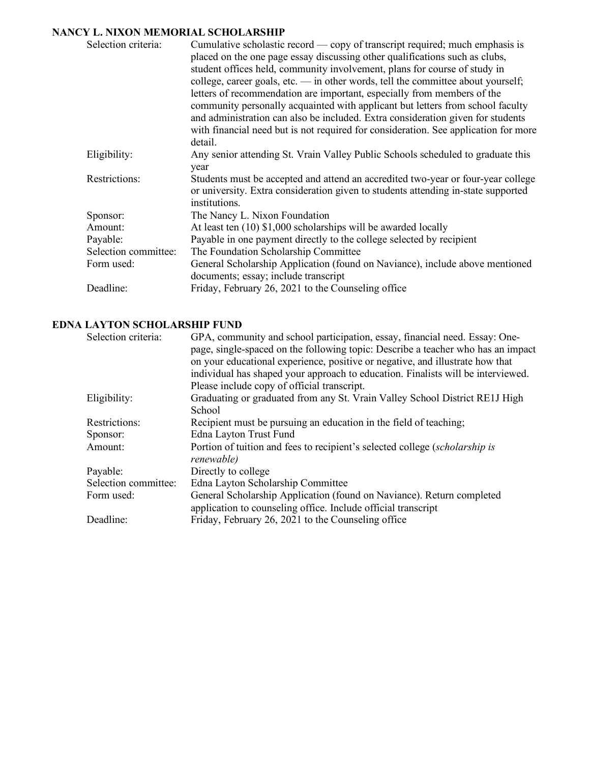## NANCY L. NIXON MEMORIAL SCHOLARSHIP

| | |
|---|---|
| Selection criteria: | Cumulative scholastic record — copy of transcript required; much emphasis is placed on the one page essay discussing other qualifications such as clubs, student offices held, community involvement, plans for course of study in college, career goals, etc. — in other words, tell the committee about yourself; letters of recommendation are important, especially from members of the community personally acquainted with applicant but letters from school faculty and administration can also be included. Extra consideration given for students with financial need but is not required for consideration. See application for more detail. |
| Eligibility: | Any senior attending St. Vrain Valley Public Schools scheduled to graduate this year |
| Restrictions: | Students must be accepted and attend an accredited two-year or four-year college or university. Extra consideration given to students attending in-state supported institutions. |
| Sponsor: | The Nancy L. Nixon Foundation |
| Amount: | At least ten (10) $1,000 scholarships will be awarded locally |
| Payable: | Payable in one payment directly to the college selected by recipient |
| Selection committee: | The Foundation Scholarship Committee |
| Form used: | General Scholarship Application (found on Naviance), include above mentioned documents; essay; include transcript |
| Deadline: | Friday, February 26, 2021 to the Counseling office |

## EDNA LAYTON SCHOLARSHIP FUND

| | |
|---|---|
| Selection criteria: | GPA, community and school participation, essay, financial need. Essay: One-page, single-spaced on the following topic: Describe a teacher who has an impact on your educational experience, positive or negative, and illustrate how that individual has shaped your approach to education. Finalists will be interviewed. Please include copy of official transcript. |
| Eligibility: | Graduating or graduated from any St. Vrain Valley School District RE1J High School |
| Restrictions: | Recipient must be pursuing an education in the field of teaching; |
| Sponsor: | Edna Layton Trust Fund |
| Amount: | Portion of tuition and fees to recipient's selected college (*scholarship is renewable)* |
| Payable: | Directly to college |
| Selection committee: | Edna Layton Scholarship Committee |
| Form used: | General Scholarship Application (found on Naviance). Return completed application to counseling office. Include official transcript |
| Deadline: | Friday, February 26, 2021 to the Counseling office |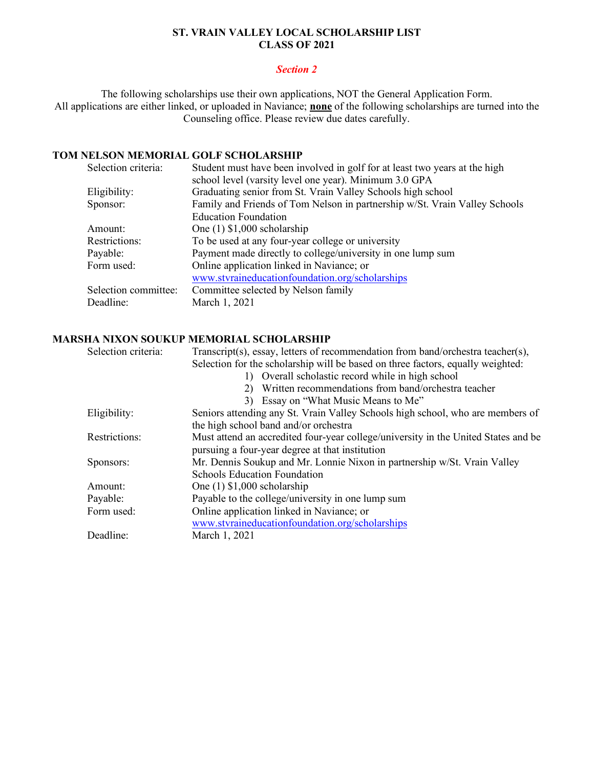**ST. VRAIN VALLEY LOCAL SCHOLARSHIP LIST**
**CLASS OF 2021**

***Section 2***

The following scholarships use their own applications, NOT the General Application Form.
All applications are either linked, or uploaded in Naviance; **none** of the following scholarships are turned into the Counseling office. Please review due dates carefully.

### TOM NELSON MEMORIAL GOLF SCHOLARSHIP

| | |
|---|---|
| Selection criteria: | Student must have been involved in golf for at least two years at the high school level (varsity level one year). Minimum 3.0 GPA |
| Eligibility: | Graduating senior from St. Vrain Valley Schools high school |
| Sponsor: | Family and Friends of Tom Nelson in partnership w/St. Vrain Valley Schools Education Foundation |
| Amount: | One (1) $1,000 scholarship |
| Restrictions: | To be used at any four-year college or university |
| Payable: | Payment made directly to college/university in one lump sum |
| Form used: | Online application linked in Naviance; or www.stvraineducationfoundation.org/scholarships |
| Selection committee: | Committee selected by Nelson family |
| Deadline: | March 1, 2021 |

### MARSHA NIXON SOUKUP MEMORIAL SCHOLARSHIP

| | |
|---|---|
| Selection criteria: | Transcript(s), essay, letters of recommendation from band/orchestra teacher(s), Selection for the scholarship will be based on three factors, equally weighted: 1) Overall scholastic record while in high school 2) Written recommendations from band/orchestra teacher 3) Essay on "What Music Means to Me" |
| Eligibility: | Seniors attending any St. Vrain Valley Schools high school, who are members of the high school band and/or orchestra |
| Restrictions: | Must attend an accredited four-year college/university in the United States and be pursuing a four-year degree at that institution |
| Sponsors: | Mr. Dennis Soukup and Mr. Lonnie Nixon in partnership w/St. Vrain Valley Schools Education Foundation |
| Amount: | One (1) $1,000 scholarship |
| Payable: | Payable to the college/university in one lump sum |
| Form used: | Online application linked in Naviance; or www.stvraineducationfoundation.org/scholarships |
| Deadline: | March 1, 2021 |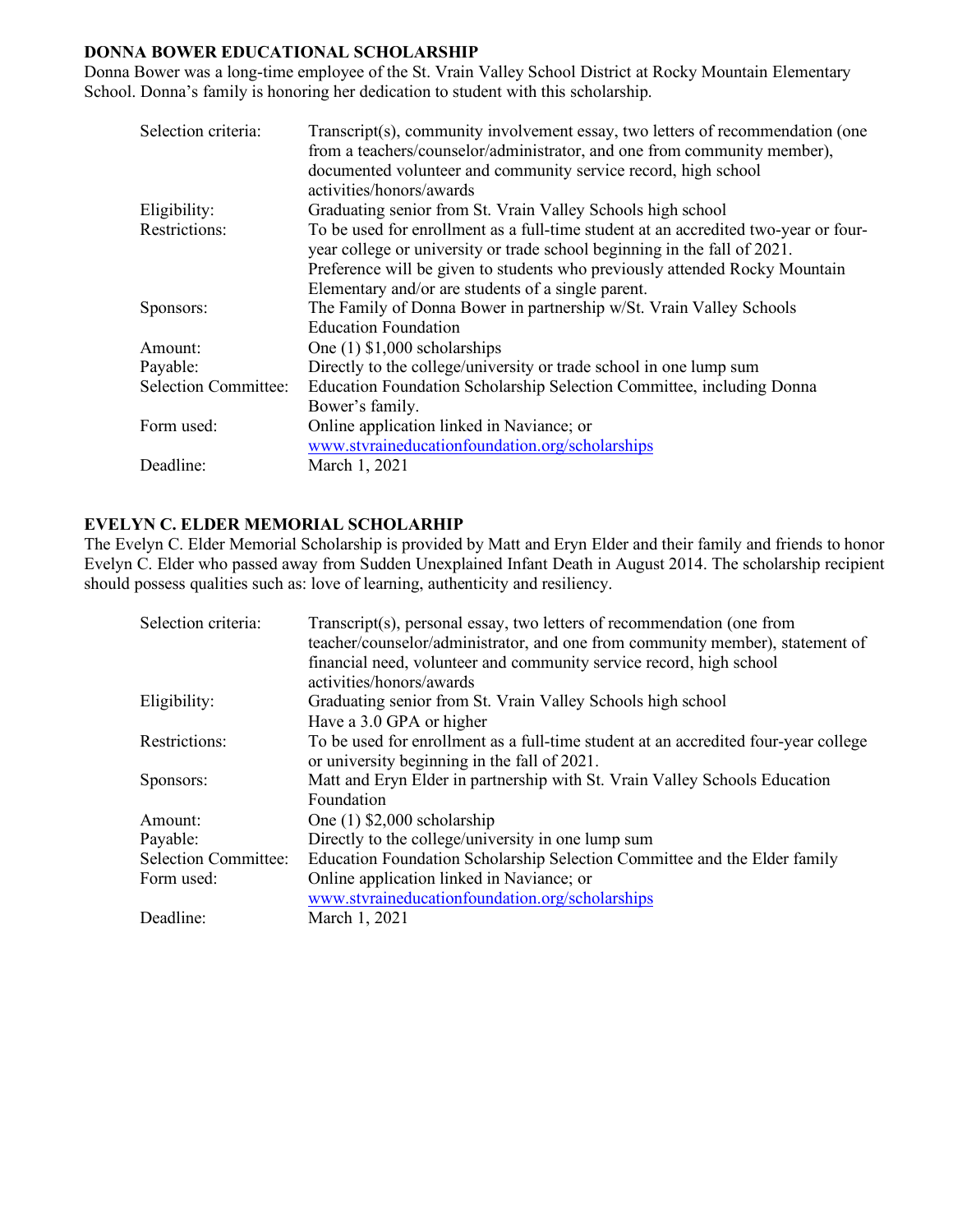## DONNA BOWER EDUCATIONAL SCHOLARSHIP

Donna Bower was a long-time employee of the St. Vrain Valley School District at Rocky Mountain Elementary School. Donna's family is honoring her dedication to student with this scholarship.

| | |
|---|---|
| Selection criteria: | Transcript(s), community involvement essay, two letters of recommendation (one from a teachers/counselor/administrator, and one from community member), documented volunteer and community service record, high school activities/honors/awards |
| Eligibility: | Graduating senior from St. Vrain Valley Schools high school |
| Restrictions: | To be used for enrollment as a full-time student at an accredited two-year or four-year college or university or trade school beginning in the fall of 2021. Preference will be given to students who previously attended Rocky Mountain Elementary and/or are students of a single parent. |
| Sponsors: | The Family of Donna Bower in partnership w/St. Vrain Valley Schools Education Foundation |
| Amount: | One (1) $1,000 scholarships |
| Payable: | Directly to the college/university or trade school in one lump sum |
| Selection Committee: | Education Foundation Scholarship Selection Committee, including Donna Bower's family. |
| Form used: | Online application linked in Naviance; or [www.stvraineducationfoundation.org/scholarships](http://www.stvraineducationfoundation.org/scholarships) |
| Deadline: | March 1, 2021 |

## EVELYN C. ELDER MEMORIAL SCHOLARHIP

The Evelyn C. Elder Memorial Scholarship is provided by Matt and Eryn Elder and their family and friends to honor Evelyn C. Elder who passed away from Sudden Unexplained Infant Death in August 2014. The scholarship recipient should possess qualities such as: love of learning, authenticity and resiliency.

| | |
|---|---|
| Selection criteria: | Transcript(s), personal essay, two letters of recommendation (one from teacher/counselor/administrator, and one from community member), statement of financial need, volunteer and community service record, high school activities/honors/awards |
| Eligibility: | Graduating senior from St. Vrain Valley Schools high school<br>Have a 3.0 GPA or higher |
| Restrictions: | To be used for enrollment as a full-time student at an accredited four-year college or university beginning in the fall of 2021. |
| Sponsors: | Matt and Eryn Elder in partnership with St. Vrain Valley Schools Education Foundation |
| Amount: | One (1) $2,000 scholarship |
| Payable: | Directly to the college/university in one lump sum |
| Selection Committee: | Education Foundation Scholarship Selection Committee and the Elder family |
| Form used: | Online application linked in Naviance; or [www.stvraineducationfoundation.org/scholarships](http://www.stvraineducationfoundation.org/scholarships) |
| Deadline: | March 1, 2021 |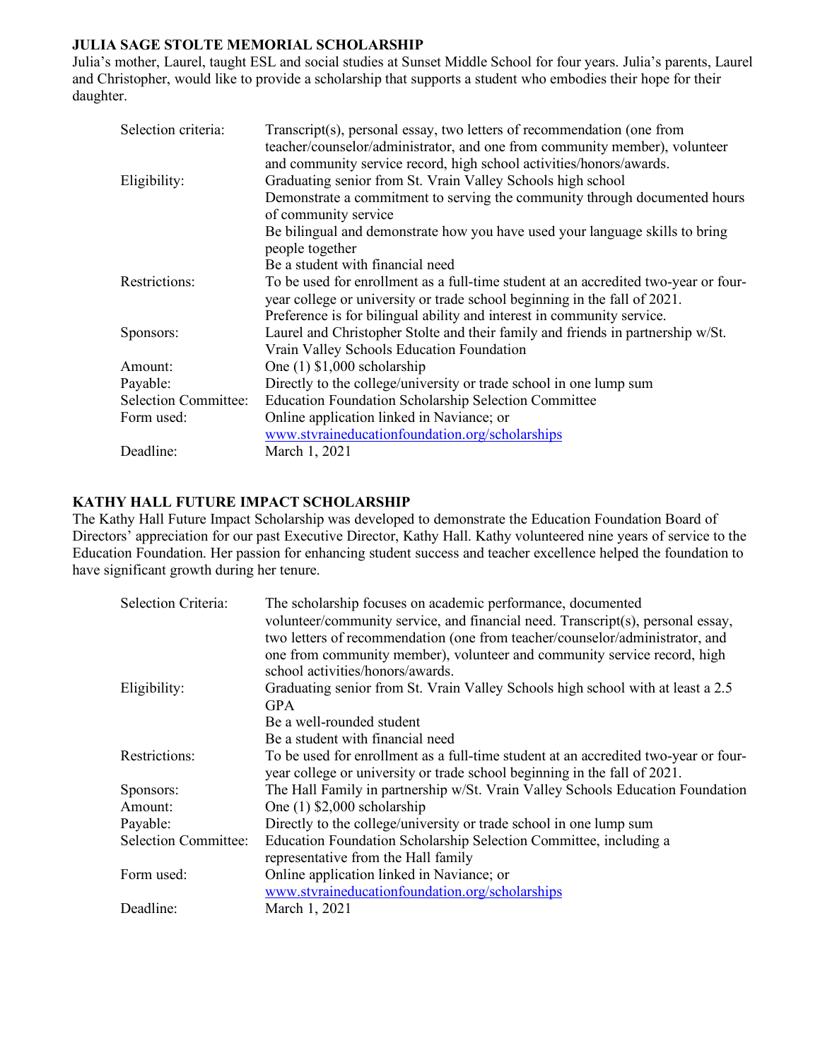### JULIA SAGE STOLTE MEMORIAL SCHOLARSHIP

Julia's mother, Laurel, taught ESL and social studies at Sunset Middle School for four years. Julia's parents, Laurel and Christopher, would like to provide a scholarship that supports a student who embodies their hope for their daughter.

| | |
|---|---|
| Selection criteria: | Transcript(s), personal essay, two letters of recommendation (one from teacher/counselor/administrator, and one from community member), volunteer and community service record, high school activities/honors/awards. |
| Eligibility: | Graduating senior from St. Vrain Valley Schools high school<br>Demonstrate a commitment to serving the community through documented hours of community service<br>Be bilingual and demonstrate how you have used your language skills to bring people together<br>Be a student with financial need |
| Restrictions: | To be used for enrollment as a full-time student at an accredited two-year or four-year college or university or trade school beginning in the fall of 2021.<br>Preference is for bilingual ability and interest in community service. |
| Sponsors: | Laurel and Christopher Stolte and their family and friends in partnership w/St. Vrain Valley Schools Education Foundation |
| Amount: | One (1) $1,000 scholarship |
| Payable: | Directly to the college/university or trade school in one lump sum |
| Selection Committee: | Education Foundation Scholarship Selection Committee |
| Form used: | Online application linked in Naviance; or<br>www.stvraineducationfoundation.org/scholarships |
| Deadline: | March 1, 2021 |

### KATHY HALL FUTURE IMPACT SCHOLARSHIP

The Kathy Hall Future Impact Scholarship was developed to demonstrate the Education Foundation Board of Directors' appreciation for our past Executive Director, Kathy Hall. Kathy volunteered nine years of service to the Education Foundation. Her passion for enhancing student success and teacher excellence helped the foundation to have significant growth during her tenure.

| | |
|---|---|
| Selection Criteria: | The scholarship focuses on academic performance, documented volunteer/community service, and financial need. Transcript(s), personal essay, two letters of recommendation (one from teacher/counselor/administrator, and one from community member), volunteer and community service record, high school activities/honors/awards. |
| Eligibility: | Graduating senior from St. Vrain Valley Schools high school with at least a 2.5 GPA<br>Be a well-rounded student<br>Be a student with financial need |
| Restrictions: | To be used for enrollment as a full-time student at an accredited two-year or four-year college or university or trade school beginning in the fall of 2021. |
| Sponsors: | The Hall Family in partnership w/St. Vrain Valley Schools Education Foundation |
| Amount: | One (1) $2,000 scholarship |
| Payable: | Directly to the college/university or trade school in one lump sum |
| Selection Committee: | Education Foundation Scholarship Selection Committee, including a representative from the Hall family |
| Form used: | Online application linked in Naviance; or<br>www.stvraineducationfoundation.org/scholarships |
| Deadline: | March 1, 2021 |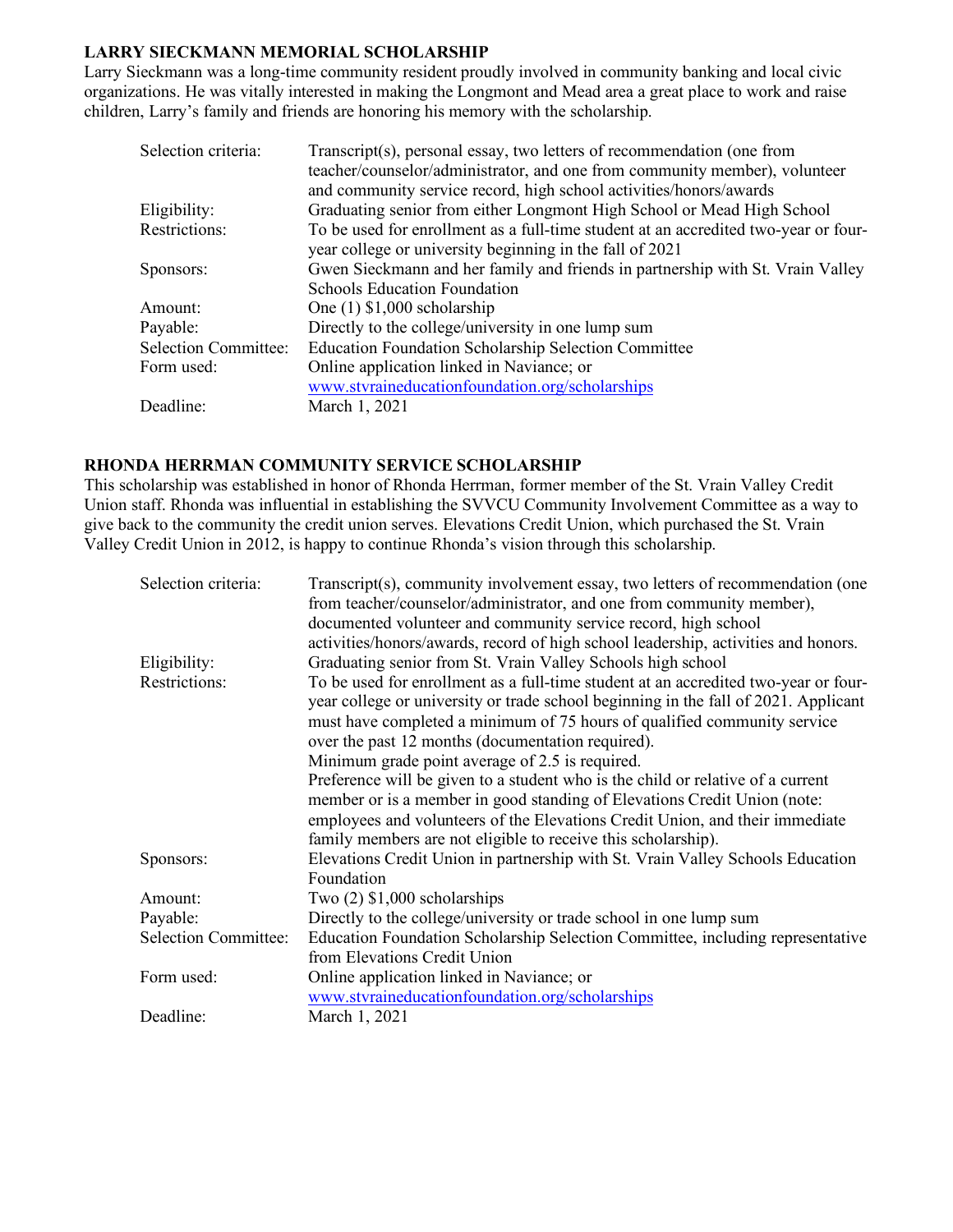## LARRY SIECKMANN MEMORIAL SCHOLARSHIP

Larry Sieckmann was a long-time community resident proudly involved in community banking and local civic organizations. He was vitally interested in making the Longmont and Mead area a great place to work and raise children, Larry's family and friends are honoring his memory with the scholarship.

| | |
|---|---|
| Selection criteria: | Transcript(s), personal essay, two letters of recommendation (one from teacher/counselor/administrator, and one from community member), volunteer and community service record, high school activities/honors/awards |
| Eligibility: | Graduating senior from either Longmont High School or Mead High School |
| Restrictions: | To be used for enrollment as a full-time student at an accredited two-year or four-year college or university beginning in the fall of 2021 |
| Sponsors: | Gwen Sieckmann and her family and friends in partnership with St. Vrain Valley Schools Education Foundation |
| Amount: | One (1) $1,000 scholarship |
| Payable: | Directly to the college/university in one lump sum |
| Selection Committee: | Education Foundation Scholarship Selection Committee |
| Form used: | Online application linked in Naviance; or www.stvraineducationfoundation.org/scholarships |
| Deadline: | March 1, 2021 |

## RHONDA HERRMAN COMMUNITY SERVICE SCHOLARSHIP

This scholarship was established in honor of Rhonda Herrman, former member of the St. Vrain Valley Credit Union staff. Rhonda was influential in establishing the SVVCU Community Involvement Committee as a way to give back to the community the credit union serves. Elevations Credit Union, which purchased the St. Vrain Valley Credit Union in 2012, is happy to continue Rhonda's vision through this scholarship.

| | |
|---|---|
| Selection criteria: | Transcript(s), community involvement essay, two letters of recommendation (one from teacher/counselor/administrator, and one from community member), documented volunteer and community service record, high school activities/honors/awards, record of high school leadership, activities and honors. |
| Eligibility: | Graduating senior from St. Vrain Valley Schools high school |
| Restrictions: | To be used for enrollment as a full-time student at an accredited two-year or four-year college or university or trade school beginning in the fall of 2021. Applicant must have completed a minimum of 75 hours of qualified community service over the past 12 months (documentation required). Minimum grade point average of 2.5 is required. Preference will be given to a student who is the child or relative of a current member or is a member in good standing of Elevations Credit Union (note: employees and volunteers of the Elevations Credit Union, and their immediate family members are not eligible to receive this scholarship). |
| Sponsors: | Elevations Credit Union in partnership with St. Vrain Valley Schools Education Foundation |
| Amount: | Two (2) $1,000 scholarships |
| Payable: | Directly to the college/university or trade school in one lump sum |
| Selection Committee: | Education Foundation Scholarship Selection Committee, including representative from Elevations Credit Union |
| Form used: | Online application linked in Naviance; or www.stvraineducationfoundation.org/scholarships |
| Deadline: | March 1, 2021 |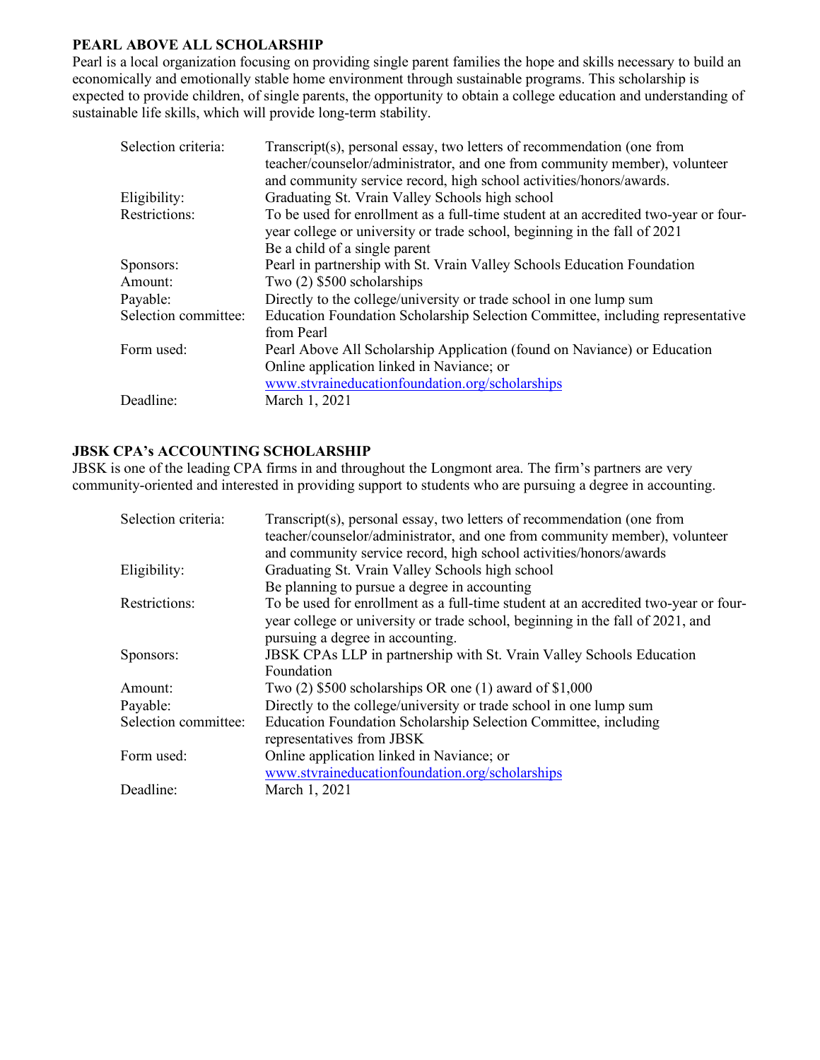## PEARL ABOVE ALL SCHOLARSHIP

Pearl is a local organization focusing on providing single parent families the hope and skills necessary to build an economically and emotionally stable home environment through sustainable programs. This scholarship is expected to provide children, of single parents, the opportunity to obtain a college education and understanding of sustainable life skills, which will provide long-term stability.

| | |
|---|---|
| Selection criteria: | Transcript(s), personal essay, two letters of recommendation (one from teacher/counselor/administrator, and one from community member), volunteer and community service record, high school activities/honors/awards. |
| Eligibility: | Graduating St. Vrain Valley Schools high school |
| Restrictions: | To be used for enrollment as a full-time student at an accredited two-year or four-year college or university or trade school, beginning in the fall of 2021<br>Be a child of a single parent |
| Sponsors: | Pearl in partnership with St. Vrain Valley Schools Education Foundation |
| Amount: | Two (2) $500 scholarships |
| Payable: | Directly to the college/university or trade school in one lump sum |
| Selection committee: | Education Foundation Scholarship Selection Committee, including representative from Pearl |
| Form used: | Pearl Above All Scholarship Application (found on Naviance) or Education Online application linked in Naviance; or www.stvraineducationfoundation.org/scholarships |
| Deadline: | March 1, 2021 |

## JBSK CPA's ACCOUNTING SCHOLARSHIP

JBSK is one of the leading CPA firms in and throughout the Longmont area. The firm's partners are very community-oriented and interested in providing support to students who are pursuing a degree in accounting.

| | |
|---|---|
| Selection criteria: | Transcript(s), personal essay, two letters of recommendation (one from teacher/counselor/administrator, and one from community member), volunteer and community service record, high school activities/honors/awards |
| Eligibility: | Graduating St. Vrain Valley Schools high school<br>Be planning to pursue a degree in accounting |
| Restrictions: | To be used for enrollment as a full-time student at an accredited two-year or four-year college or university or trade school, beginning in the fall of 2021, and pursuing a degree in accounting. |
| Sponsors: | JBSK CPAs LLP in partnership with St. Vrain Valley Schools Education Foundation |
| Amount: | Two (2) $500 scholarships OR one (1) award of $1,000 |
| Payable: | Directly to the college/university or trade school in one lump sum |
| Selection committee: | Education Foundation Scholarship Selection Committee, including representatives from JBSK |
| Form used: | Online application linked in Naviance; or www.stvraineducationfoundation.org/scholarships |
| Deadline: | March 1, 2021 |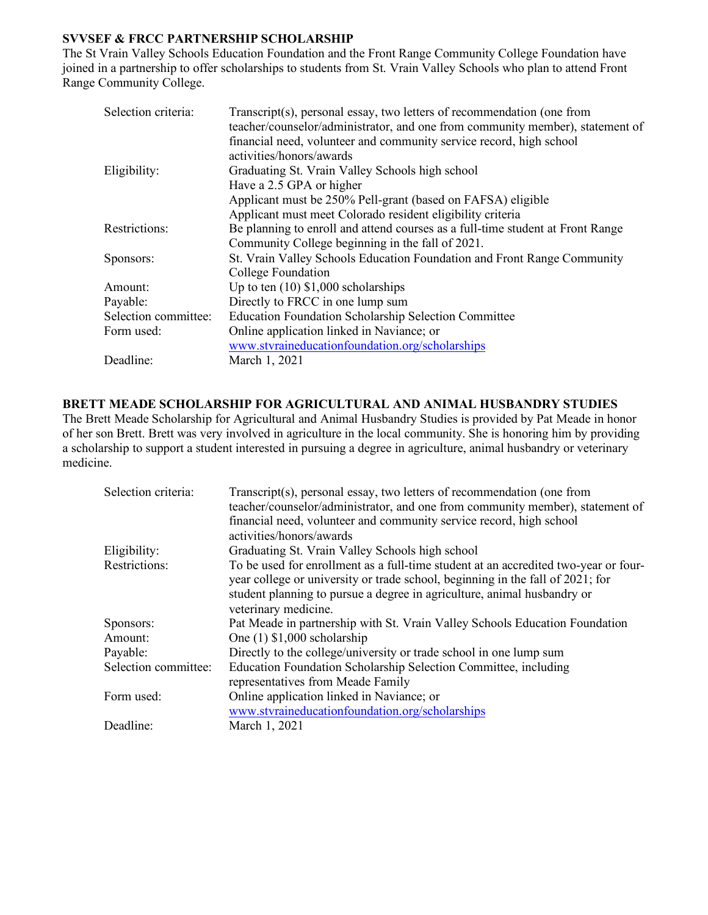**SVVSEF & FRCC PARTNERSHIP SCHOLARSHIP**

The St Vrain Valley Schools Education Foundation and the Front Range Community College Foundation have joined in a partnership to offer scholarships to students from St. Vrain Valley Schools who plan to attend Front Range Community College.

| | |
|---|---|
| Selection criteria: | Transcript(s), personal essay, two letters of recommendation (one from teacher/counselor/administrator, and one from community member), statement of financial need, volunteer and community service record, high school activities/honors/awards |
| Eligibility: | Graduating St. Vrain Valley Schools high school<br>Have a 2.5 GPA or higher<br>Applicant must be 250% Pell-grant (based on FAFSA) eligible<br>Applicant must meet Colorado resident eligibility criteria |
| Restrictions: | Be planning to enroll and attend courses as a full-time student at Front Range Community College beginning in the fall of 2021. |
| Sponsors: | St. Vrain Valley Schools Education Foundation and Front Range Community College Foundation |
| Amount: | Up to ten (10) $1,000 scholarships |
| Payable: | Directly to FRCC in one lump sum |
| Selection committee: | Education Foundation Scholarship Selection Committee |
| Form used: | Online application linked in Naviance; or www.stvraineducationfoundation.org/scholarships |
| Deadline: | March 1, 2021 |

**BRETT MEADE SCHOLARSHIP FOR AGRICULTURAL AND ANIMAL HUSBANDRY STUDIES**

The Brett Meade Scholarship for Agricultural and Animal Husbandry Studies is provided by Pat Meade in honor of her son Brett. Brett was very involved in agriculture in the local community. She is honoring him by providing a scholarship to support a student interested in pursuing a degree in agriculture, animal husbandry or veterinary medicine.

| | |
|---|---|
| Selection criteria: | Transcript(s), personal essay, two letters of recommendation (one from teacher/counselor/administrator, and one from community member), statement of financial need, volunteer and community service record, high school activities/honors/awards |
| Eligibility: | Graduating St. Vrain Valley Schools high school |
| Restrictions: | To be used for enrollment as a full-time student at an accredited two-year or four-year college or university or trade school, beginning in the fall of 2021; for student planning to pursue a degree in agriculture, animal husbandry or veterinary medicine. |
| Sponsors: | Pat Meade in partnership with St. Vrain Valley Schools Education Foundation |
| Amount: | One (1) $1,000 scholarship |
| Payable: | Directly to the college/university or trade school in one lump sum |
| Selection committee: | Education Foundation Scholarship Selection Committee, including representatives from Meade Family |
| Form used: | Online application linked in Naviance; or www.stvraineducationfoundation.org/scholarships |
| Deadline: | March 1, 2021 |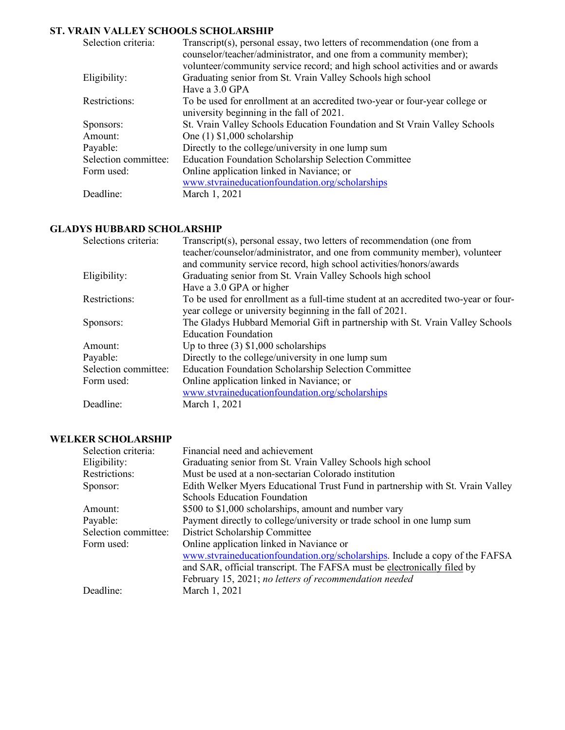### ST. VRAIN VALLEY SCHOOLS SCHOLARSHIP

| | |
|---|---|
| Selection criteria: | Transcript(s), personal essay, two letters of recommendation (one from a counselor/teacher/administrator, and one from a community member); volunteer/community service record; and high school activities and or awards |
| Eligibility: | Graduating senior from St. Vrain Valley Schools high school<br>Have a 3.0 GPA |
| Restrictions: | To be used for enrollment at an accredited two-year or four-year college or university beginning in the fall of 2021. |
| Sponsors: | St. Vrain Valley Schools Education Foundation and St Vrain Valley Schools |
| Amount: | One (1) $1,000 scholarship |
| Payable: | Directly to the college/university in one lump sum |
| Selection committee: | Education Foundation Scholarship Selection Committee |
| Form used: | Online application linked in Naviance; or www.stvraineducationfoundation.org/scholarships |
| Deadline: | March 1, 2021 |

### GLADYS HUBBARD SCHOLARSHIP

| | |
|---|---|
| Selections criteria: | Transcript(s), personal essay, two letters of recommendation (one from teacher/counselor/administrator, and one from community member), volunteer and community service record, high school activities/honors/awards |
| Eligibility: | Graduating senior from St. Vrain Valley Schools high school<br>Have a 3.0 GPA or higher |
| Restrictions: | To be used for enrollment as a full-time student at an accredited two-year or four-year college or university beginning in the fall of 2021. |
| Sponsors: | The Gladys Hubbard Memorial Gift in partnership with St. Vrain Valley Schools Education Foundation |
| Amount: | Up to three (3) $1,000 scholarships |
| Payable: | Directly to the college/university in one lump sum |
| Selection committee: | Education Foundation Scholarship Selection Committee |
| Form used: | Online application linked in Naviance; or www.stvraineducationfoundation.org/scholarships |
| Deadline: | March 1, 2021 |

### WELKER SCHOLARSHIP

| | |
|---|---|
| Selection criteria: | Financial need and achievement |
| Eligibility: | Graduating senior from St. Vrain Valley Schools high school |
| Restrictions: | Must be used at a non-sectarian Colorado institution |
| Sponsor: | Edith Welker Myers Educational Trust Fund in partnership with St. Vrain Valley Schools Education Foundation |
| Amount: | $500 to $1,000 scholarships, amount and number vary |
| Payable: | Payment directly to college/university or trade school in one lump sum |
| Selection committee: | District Scholarship Committee |
| Form used: | Online application linked in Naviance or www.stvraineducationfoundation.org/scholarships. Include a copy of the FAFSA and SAR, official transcript. The FAFSA must be electronically filed by February 15, 2021; *no letters of recommendation needed* |
| Deadline: | March 1, 2021 |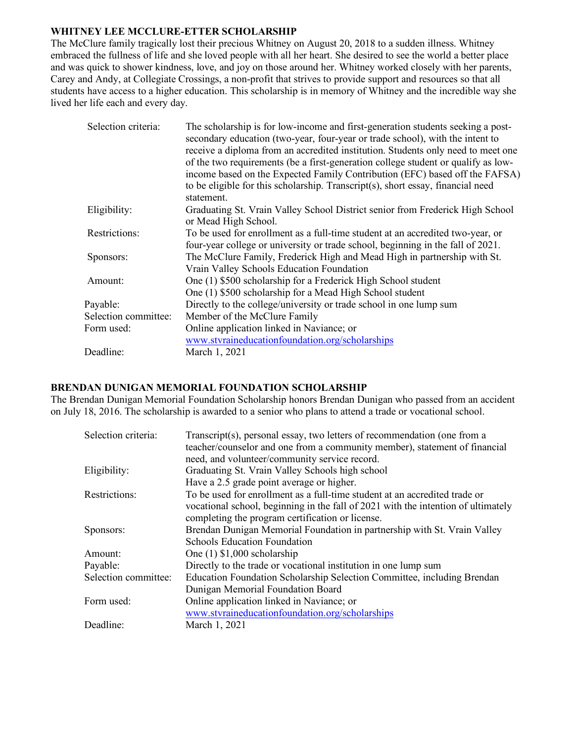## WHITNEY LEE MCCLURE-ETTER SCHOLARSHIP

The McClure family tragically lost their precious Whitney on August 20, 2018 to a sudden illness. Whitney embraced the fullness of life and she loved people with all her heart. She desired to see the world a better place and was quick to shower kindness, love, and joy on those around her. Whitney worked closely with her parents, Carey and Andy, at Collegiate Crossings, a non-profit that strives to provide support and resources so that all students have access to a higher education. This scholarship is in memory of Whitney and the incredible way she lived her life each and every day.

| | |
|---|---|
| Selection criteria: | The scholarship is for low-income and first-generation students seeking a post-secondary education (two-year, four-year or trade school), with the intent to receive a diploma from an accredited institution. Students only need to meet one of the two requirements (be a first-generation college student or qualify as low-income based on the Expected Family Contribution (EFC) based off the FAFSA) to be eligible for this scholarship. Transcript(s), short essay, financial need statement. |
| Eligibility: | Graduating St. Vrain Valley School District senior from Frederick High School or Mead High School. |
| Restrictions: | To be used for enrollment as a full-time student at an accredited two-year, or four-year college or university or trade school, beginning in the fall of 2021. |
| Sponsors: | The McClure Family, Frederick High and Mead High in partnership with St. Vrain Valley Schools Education Foundation |
| Amount: | One (1) $500 scholarship for a Frederick High School student<br>One (1) $500 scholarship for a Mead High School student |
| Payable: | Directly to the college/university or trade school in one lump sum |
| Selection committee: | Member of the McClure Family |
| Form used: | Online application linked in Naviance; or<br>www.stvraineducationfoundation.org/scholarships |
| Deadline: | March 1, 2021 |

## BRENDAN DUNIGAN MEMORIAL FOUNDATION SCHOLARSHIP

The Brendan Dunigan Memorial Foundation Scholarship honors Brendan Dunigan who passed from an accident on July 18, 2016. The scholarship is awarded to a senior who plans to attend a trade or vocational school.

| | |
|---|---|
| Selection criteria: | Transcript(s), personal essay, two letters of recommendation (one from a teacher/counselor and one from a community member), statement of financial need, and volunteer/community service record. |
| Eligibility: | Graduating St. Vrain Valley Schools high school<br>Have a 2.5 grade point average or higher. |
| Restrictions: | To be used for enrollment as a full-time student at an accredited trade or vocational school, beginning in the fall of 2021 with the intention of ultimately completing the program certification or license. |
| Sponsors: | Brendan Dunigan Memorial Foundation in partnership with St. Vrain Valley Schools Education Foundation |
| Amount: | One (1) $1,000 scholarship |
| Payable: | Directly to the trade or vocational institution in one lump sum |
| Selection committee: | Education Foundation Scholarship Selection Committee, including Brendan Dunigan Memorial Foundation Board |
| Form used: | Online application linked in Naviance; or<br>www.stvraineducationfoundation.org/scholarships |
| Deadline: | March 1, 2021 |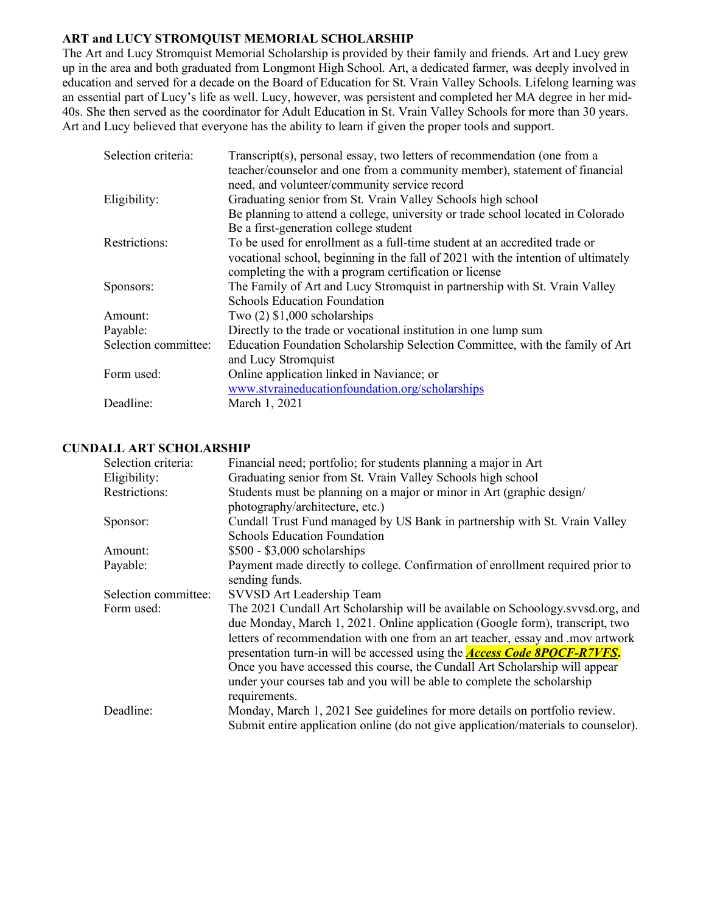### ART and LUCY STROMQUIST MEMORIAL SCHOLARSHIP

The Art and Lucy Stromquist Memorial Scholarship is provided by their family and friends. Art and Lucy grew up in the area and both graduated from Longmont High School. Art, a dedicated farmer, was deeply involved in education and served for a decade on the Board of Education for St. Vrain Valley Schools. Lifelong learning was an essential part of Lucy's life as well. Lucy, however, was persistent and completed her MA degree in her mid-40s. She then served as the coordinator for Adult Education in St. Vrain Valley Schools for more than 30 years. Art and Lucy believed that everyone has the ability to learn if given the proper tools and support.

| | |
|---|---|
| Selection criteria: | Transcript(s), personal essay, two letters of recommendation (one from a teacher/counselor and one from a community member), statement of financial need, and volunteer/community service record |
| Eligibility: | Graduating senior from St. Vrain Valley Schools high school<br>Be planning to attend a college, university or trade school located in Colorado<br>Be a first-generation college student |
| Restrictions: | To be used for enrollment as a full-time student at an accredited trade or vocational school, beginning in the fall of 2021 with the intention of ultimately completing the with a program certification or license |
| Sponsors: | The Family of Art and Lucy Stromquist in partnership with St. Vrain Valley Schools Education Foundation |
| Amount: | Two (2) $1,000 scholarships |
| Payable: | Directly to the trade or vocational institution in one lump sum |
| Selection committee: | Education Foundation Scholarship Selection Committee, with the family of Art and Lucy Stromquist |
| Form used: | Online application linked in Naviance; or [www.stvraineducationfoundation.org/scholarships](http://www.stvraineducationfoundation.org/scholarships) |
| Deadline: | March 1, 2021 |

### CUNDALL ART SCHOLARSHIP

| | |
|---|---|
| Selection criteria: | Financial need; portfolio; for students planning a major in Art |
| Eligibility: | Graduating senior from St. Vrain Valley Schools high school |
| Restrictions: | Students must be planning on a major or minor in Art (graphic design/ photography/architecture, etc.) |
| Sponsor: | Cundall Trust Fund managed by US Bank in partnership with St. Vrain Valley Schools Education Foundation |
| Amount: | $500 - $3,000 scholarships |
| Payable: | Payment made directly to college. Confirmation of enrollment required prior to sending funds. |
| Selection committee: | SVVSD Art Leadership Team |
| Form used: | The 2021 Cundall Art Scholarship will be available on Schoology.svvsd.org, and due Monday, March 1, 2021. Online application (Google form), transcript, two letters of recommendation with one from an art teacher, essay and .mov artwork presentation turn-in will be accessed using the ***Access Code 8PQCF-R7VFS.*** Once you have accessed this course, the Cundall Art Scholarship will appear under your courses tab and you will be able to complete the scholarship requirements. |
| Deadline: | Monday, March 1, 2021 See guidelines for more details on portfolio review. Submit entire application online (do not give application/materials to counselor). |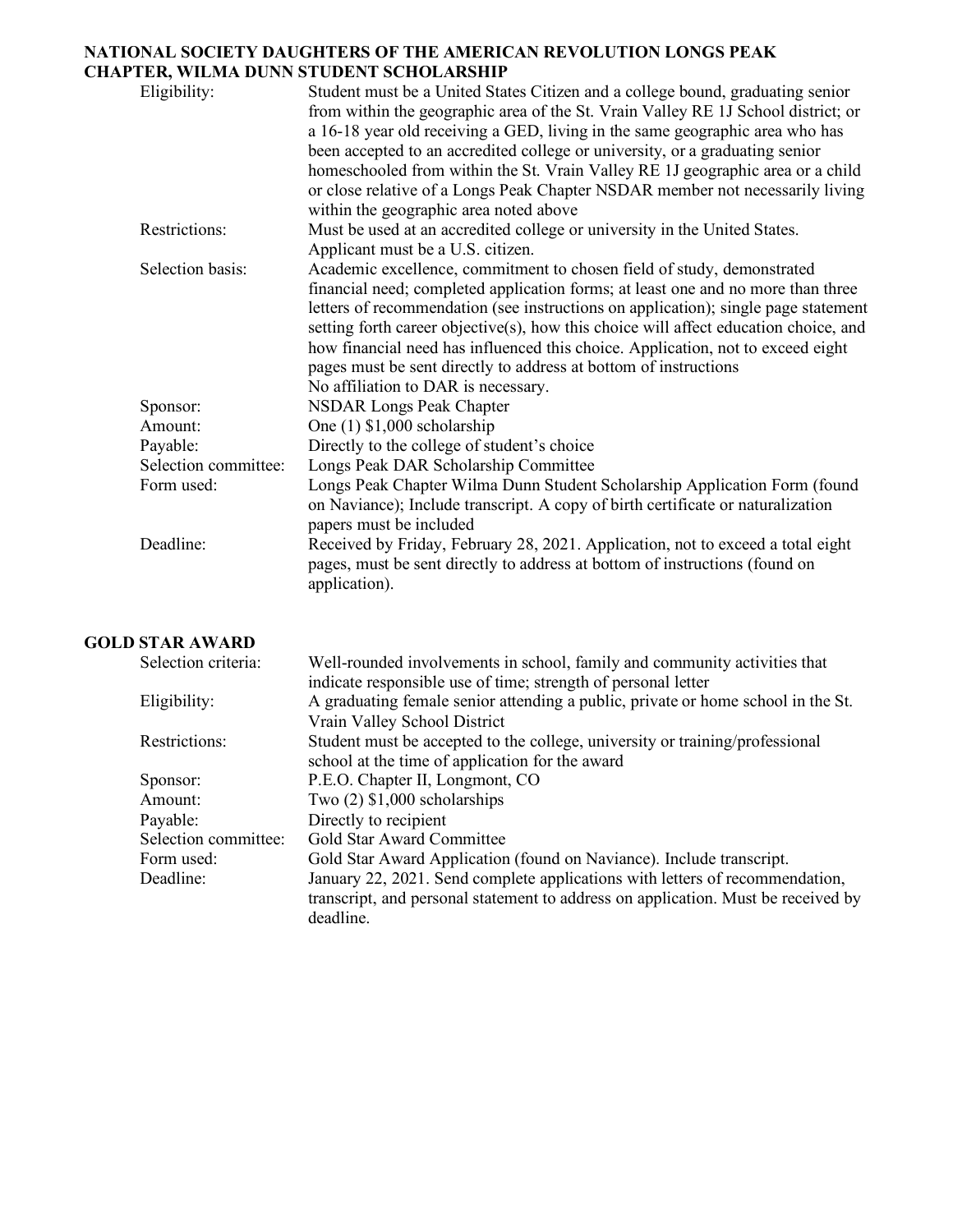## NATIONAL SOCIETY DAUGHTERS OF THE AMERICAN REVOLUTION LONGS PEAK CHAPTER, WILMA DUNN STUDENT SCHOLARSHIP

| | |
|---|---|
| Eligibility: | Student must be a United States Citizen and a college bound, graduating senior from within the geographic area of the St. Vrain Valley RE 1J School district; or a 16-18 year old receiving a GED, living in the same geographic area who has been accepted to an accredited college or university, or a graduating senior homeschooled from within the St. Vrain Valley RE 1J geographic area or a child or close relative of a Longs Peak Chapter NSDAR member not necessarily living within the geographic area noted above |
| Restrictions: | Must be used at an accredited college or university in the United States. Applicant must be a U.S. citizen. |
| Selection basis: | Academic excellence, commitment to chosen field of study, demonstrated financial need; completed application forms; at least one and no more than three letters of recommendation (see instructions on application); single page statement setting forth career objective(s), how this choice will affect education choice, and how financial need has influenced this choice. Application, not to exceed eight pages must be sent directly to address at bottom of instructions<br>No affiliation to DAR is necessary. |
| Sponsor: | NSDAR Longs Peak Chapter |
| Amount: | One (1) $1,000 scholarship |
| Payable: | Directly to the college of student's choice |
| Selection committee: | Longs Peak DAR Scholarship Committee |
| Form used: | Longs Peak Chapter Wilma Dunn Student Scholarship Application Form (found on Naviance); Include transcript. A copy of birth certificate or naturalization papers must be included |
| Deadline: | Received by Friday, February 28, 2021. Application, not to exceed a total eight pages, must be sent directly to address at bottom of instructions (found on application). |

## GOLD STAR AWARD

| | |
|---|---|
| Selection criteria: | Well-rounded involvements in school, family and community activities that indicate responsible use of time; strength of personal letter |
| Eligibility: | A graduating female senior attending a public, private or home school in the St. Vrain Valley School District |
| Restrictions: | Student must be accepted to the college, university or training/professional school at the time of application for the award |
| Sponsor: | P.E.O. Chapter II, Longmont, CO |
| Amount: | Two (2) $1,000 scholarships |
| Payable: | Directly to recipient |
| Selection committee: | Gold Star Award Committee |
| Form used: | Gold Star Award Application (found on Naviance). Include transcript. |
| Deadline: | January 22, 2021. Send complete applications with letters of recommendation, transcript, and personal statement to address on application. Must be received by deadline. |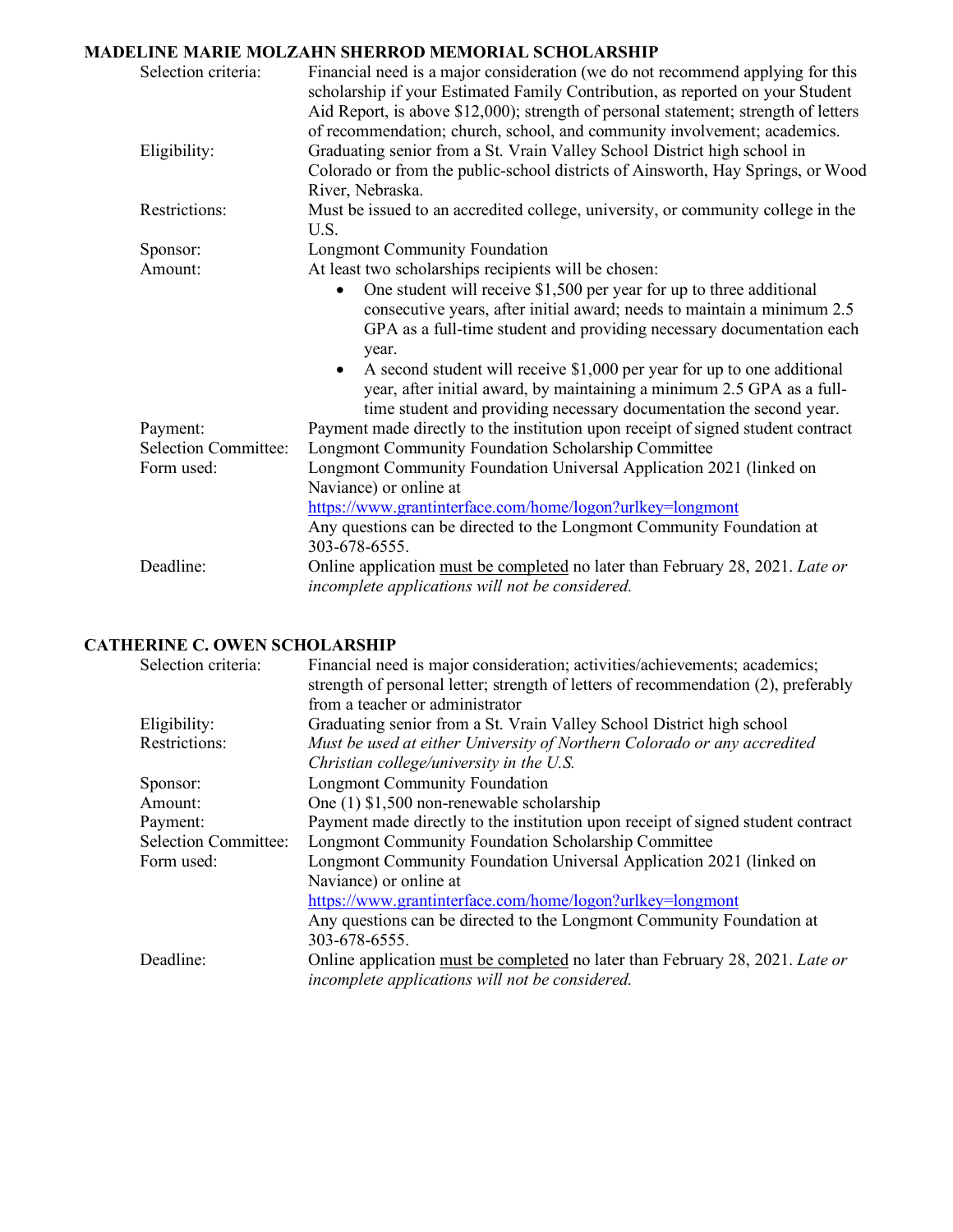## MADELINE MARIE MOLZAHN SHERROD MEMORIAL SCHOLARSHIP

| | |
|---|---|
| Selection criteria: | Financial need is a major consideration (we do not recommend applying for this scholarship if your Estimated Family Contribution, as reported on your Student Aid Report, is above $12,000); strength of personal statement; strength of letters of recommendation; church, school, and community involvement; academics. |
| Eligibility: | Graduating senior from a St. Vrain Valley School District high school in Colorado or from the public-school districts of Ainsworth, Hay Springs, or Wood River, Nebraska. |
| Restrictions: | Must be issued to an accredited college, university, or community college in the U.S. |
| Sponsor: | Longmont Community Foundation |
| Amount: | At least two scholarships recipients will be chosen:<br>• One student will receive $1,500 per year for up to three additional consecutive years, after initial award; needs to maintain a minimum 2.5 GPA as a full-time student and providing necessary documentation each year.<br>• A second student will receive $1,000 per year for up to one additional year, after initial award, by maintaining a minimum 2.5 GPA as a full-time student and providing necessary documentation the second year. |
| Payment: | Payment made directly to the institution upon receipt of signed student contract |
| Selection Committee: | Longmont Community Foundation Scholarship Committee |
| Form used: | Longmont Community Foundation Universal Application 2021 (linked on Naviance) or online at [https://www.grantinterface.com/home/logon?urlkey=longmont](https://www.grantinterface.com/home/logon?urlkey=longmont)<br>Any questions can be directed to the Longmont Community Foundation at 303-678-6555. |
| Deadline: | Online application <u>must be completed</u> no later than February 28, 2021. *Late or incomplete applications will not be considered.* |

## CATHERINE C. OWEN SCHOLARSHIP

| | |
|---|---|
| Selection criteria: | Financial need is major consideration; activities/achievements; academics; strength of personal letter; strength of letters of recommendation (2), preferably from a teacher or administrator |
| Eligibility: | Graduating senior from a St. Vrain Valley School District high school |
| Restrictions: | *Must be used at either University of Northern Colorado or any accredited Christian college/university in the U.S.* |
| Sponsor: | Longmont Community Foundation |
| Amount: | One (1) $1,500 non-renewable scholarship |
| Payment: | Payment made directly to the institution upon receipt of signed student contract |
| Selection Committee: | Longmont Community Foundation Scholarship Committee |
| Form used: | Longmont Community Foundation Universal Application 2021 (linked on Naviance) or online at [https://www.grantinterface.com/home/logon?urlkey=longmont](https://www.grantinterface.com/home/logon?urlkey=longmont)<br>Any questions can be directed to the Longmont Community Foundation at 303-678-6555. |
| Deadline: | Online application <u>must be completed</u> no later than February 28, 2021. *Late or incomplete applications will not be considered.* |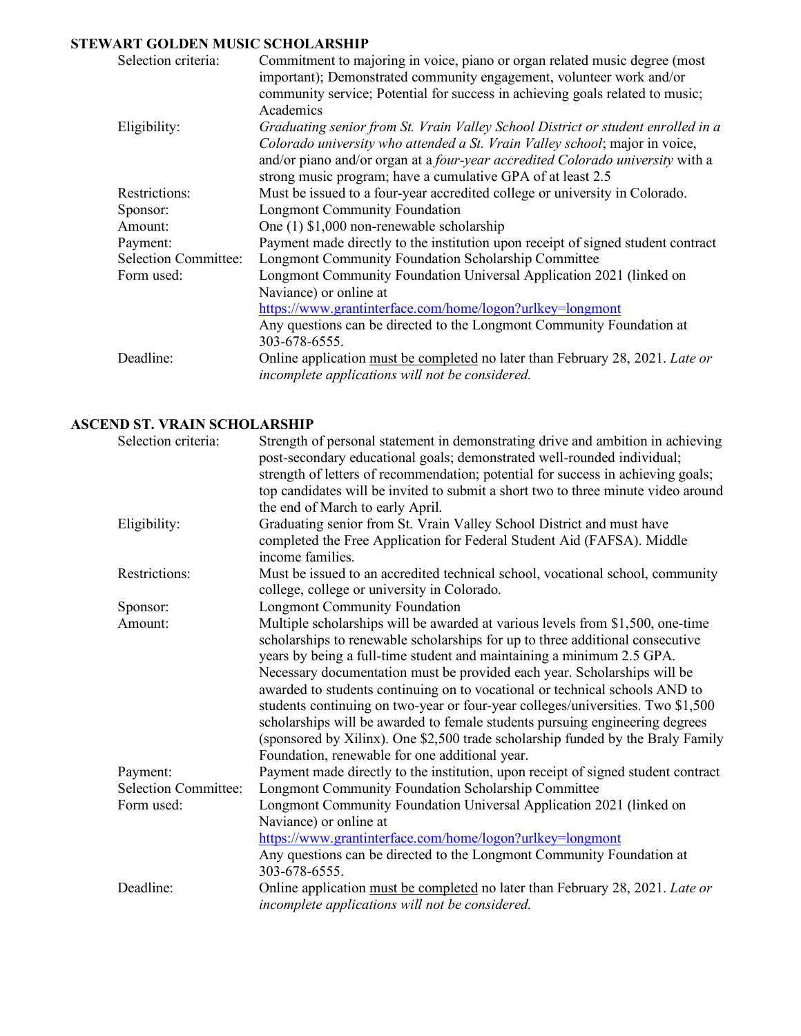## STEWART GOLDEN MUSIC SCHOLARSHIP

| | |
|---|---|
| Selection criteria: | Commitment to majoring in voice, piano or organ related music degree (most important); Demonstrated community engagement, volunteer work and/or community service; Potential for success in achieving goals related to music; Academics |
| Eligibility: | *Graduating senior from St. Vrain Valley School District or student enrolled in a Colorado university who attended a St. Vrain Valley school*; major in voice, and/or piano and/or organ at a *four-year accredited Colorado university* with a strong music program; have a cumulative GPA of at least 2.5 |
| Restrictions: | Must be issued to a four-year accredited college or university in Colorado. |
| Sponsor: | Longmont Community Foundation |
| Amount: | One (1) $1,000 non-renewable scholarship |
| Payment: | Payment made directly to the institution upon receipt of signed student contract |
| Selection Committee: | Longmont Community Foundation Scholarship Committee |
| Form used: | Longmont Community Foundation Universal Application 2021 (linked on Naviance) or online at https://www.grantinterface.com/home/logon?urlkey=longmont Any questions can be directed to the Longmont Community Foundation at 303-678-6555. |
| Deadline: | Online application <u>must be completed</u> no later than February 28, 2021. *Late or incomplete applications will not be considered.* |

## ASCEND ST. VRAIN SCHOLARSHIP

| | |
|---|---|
| Selection criteria: | Strength of personal statement in demonstrating drive and ambition in achieving post-secondary educational goals; demonstrated well-rounded individual; strength of letters of recommendation; potential for success in achieving goals; top candidates will be invited to submit a short two to three minute video around the end of March to early April. |
| Eligibility: | Graduating senior from St. Vrain Valley School District and must have completed the Free Application for Federal Student Aid (FAFSA). Middle income families. |
| Restrictions: | Must be issued to an accredited technical school, vocational school, community college, college or university in Colorado. |
| Sponsor: | Longmont Community Foundation |
| Amount: | Multiple scholarships will be awarded at various levels from $1,500, one-time scholarships to renewable scholarships for up to three additional consecutive years by being a full-time student and maintaining a minimum 2.5 GPA. Necessary documentation must be provided each year. Scholarships will be awarded to students continuing on to vocational or technical schools AND to students continuing on two-year or four-year colleges/universities. Two $1,500 scholarships will be awarded to female students pursuing engineering degrees (sponsored by Xilinx). One $2,500 trade scholarship funded by the Braly Family Foundation, renewable for one additional year. |
| Payment: | Payment made directly to the institution, upon receipt of signed student contract |
| Selection Committee: | Longmont Community Foundation Scholarship Committee |
| Form used: | Longmont Community Foundation Universal Application 2021 (linked on Naviance) or online at https://www.grantinterface.com/home/logon?urlkey=longmont Any questions can be directed to the Longmont Community Foundation at 303-678-6555. |
| Deadline: | Online application <u>must be completed</u> no later than February 28, 2021. *Late or incomplete applications will not be considered.* |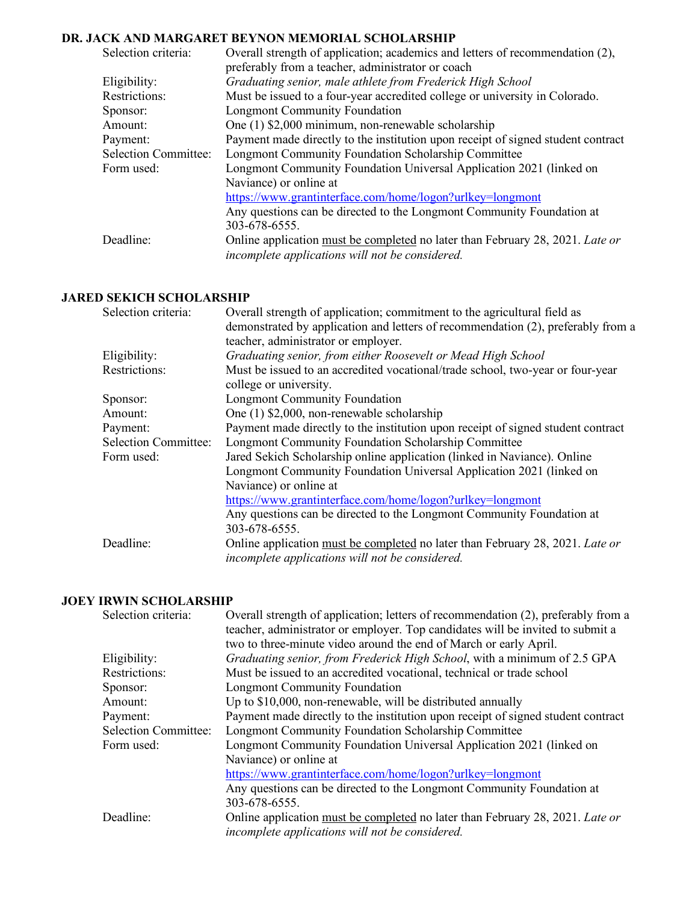### DR. JACK AND MARGARET BEYNON MEMORIAL SCHOLARSHIP

| | |
|---|---|
| Selection criteria: | Overall strength of application; academics and letters of recommendation (2), preferably from a teacher, administrator or coach |
| Eligibility: | *Graduating senior, male athlete from Frederick High School* |
| Restrictions: | Must be issued to a four-year accredited college or university in Colorado. |
| Sponsor: | Longmont Community Foundation |
| Amount: | One (1) $2,000 minimum, non-renewable scholarship |
| Payment: | Payment made directly to the institution upon receipt of signed student contract |
| Selection Committee: | Longmont Community Foundation Scholarship Committee |
| Form used: | Longmont Community Foundation Universal Application 2021 (linked on Naviance) or online at https://www.grantinterface.com/home/logon?urlkey=longmont Any questions can be directed to the Longmont Community Foundation at 303-678-6555. |
| Deadline: | Online application must be completed no later than February 28, 2021. *Late or incomplete applications will not be considered.* |

### JARED SEKICH SCHOLARSHIP

| | |
|---|---|
| Selection criteria: | Overall strength of application; commitment to the agricultural field as demonstrated by application and letters of recommendation (2), preferably from a teacher, administrator or employer. |
| Eligibility: | *Graduating senior, from either Roosevelt or Mead High School* |
| Restrictions: | Must be issued to an accredited vocational/trade school, two-year or four-year college or university. |
| Sponsor: | Longmont Community Foundation |
| Amount: | One (1) $2,000, non-renewable scholarship |
| Payment: | Payment made directly to the institution upon receipt of signed student contract |
| Selection Committee: | Longmont Community Foundation Scholarship Committee |
| Form used: | Jared Sekich Scholarship online application (linked in Naviance). Online Longmont Community Foundation Universal Application 2021 (linked on Naviance) or online at https://www.grantinterface.com/home/logon?urlkey=longmont Any questions can be directed to the Longmont Community Foundation at 303-678-6555. |
| Deadline: | Online application must be completed no later than February 28, 2021. *Late or incomplete applications will not be considered.* |

### JOEY IRWIN SCHOLARSHIP

| | |
|---|---|
| Selection criteria: | Overall strength of application; letters of recommendation (2), preferably from a teacher, administrator or employer. Top candidates will be invited to submit a two to three-minute video around the end of March or early April. |
| Eligibility: | *Graduating senior, from Frederick High School*, with a minimum of 2.5 GPA |
| Restrictions: | Must be issued to an accredited vocational, technical or trade school |
| Sponsor: | Longmont Community Foundation |
| Amount: | Up to $10,000, non-renewable, will be distributed annually |
| Payment: | Payment made directly to the institution upon receipt of signed student contract |
| Selection Committee: | Longmont Community Foundation Scholarship Committee |
| Form used: | Longmont Community Foundation Universal Application 2021 (linked on Naviance) or online at https://www.grantinterface.com/home/logon?urlkey=longmont Any questions can be directed to the Longmont Community Foundation at 303-678-6555. |
| Deadline: | Online application must be completed no later than February 28, 2021. *Late or incomplete applications will not be considered.* |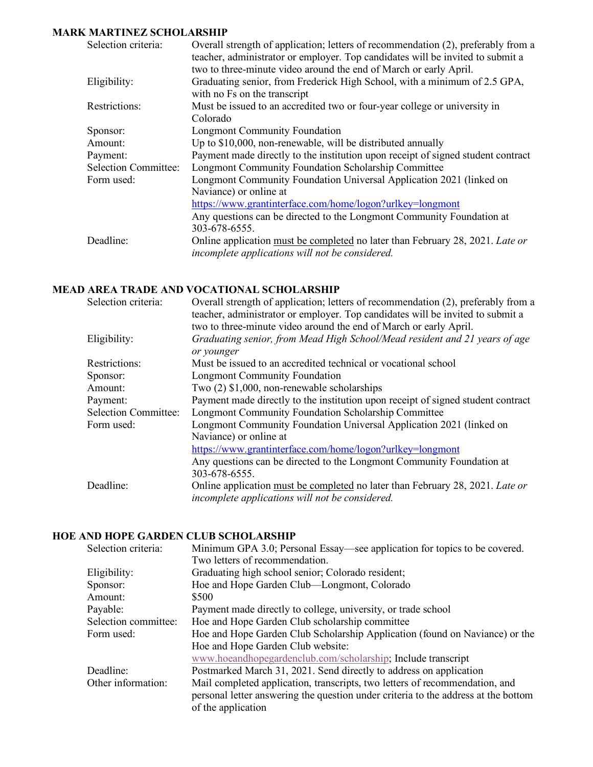## MARK MARTINEZ SCHOLARSHIP

| | |
|---|---|
| Selection criteria: | Overall strength of application; letters of recommendation (2), preferably from a teacher, administrator or employer. Top candidates will be invited to submit a two to three-minute video around the end of March or early April. |
| Eligibility: | Graduating senior, from Frederick High School, with a minimum of 2.5 GPA, with no Fs on the transcript |
| Restrictions: | Must be issued to an accredited two or four-year college or university in Colorado |
| Sponsor: | Longmont Community Foundation |
| Amount: | Up to $10,000, non-renewable, will be distributed annually |
| Payment: | Payment made directly to the institution upon receipt of signed student contract |
| Selection Committee: | Longmont Community Foundation Scholarship Committee |
| Form used: | Longmont Community Foundation Universal Application 2021 (linked on Naviance) or online at https://www.grantinterface.com/home/logon?urlkey=longmont Any questions can be directed to the Longmont Community Foundation at 303-678-6555. |
| Deadline: | Online application must be completed no later than February 28, 2021. *Late or incomplete applications will not be considered.* |

## MEAD AREA TRADE AND VOCATIONAL SCHOLARSHIP

| | |
|---|---|
| Selection criteria: | Overall strength of application; letters of recommendation (2), preferably from a teacher, administrator or employer. Top candidates will be invited to submit a two to three-minute video around the end of March or early April. |
| Eligibility: | *Graduating senior, from Mead High School/Mead resident and 21 years of age or younger* |
| Restrictions: | Must be issued to an accredited technical or vocational school |
| Sponsor: | Longmont Community Foundation |
| Amount: | Two (2) $1,000, non-renewable scholarships |
| Payment: | Payment made directly to the institution upon receipt of signed student contract |
| Selection Committee: | Longmont Community Foundation Scholarship Committee |
| Form used: | Longmont Community Foundation Universal Application 2021 (linked on Naviance) or online at https://www.grantinterface.com/home/logon?urlkey=longmont Any questions can be directed to the Longmont Community Foundation at 303-678-6555. |
| Deadline: | Online application must be completed no later than February 28, 2021. *Late or incomplete applications will not be considered.* |

## HOE AND HOPE GARDEN CLUB SCHOLARSHIP

| | |
|---|---|
| Selection criteria: | Minimum GPA 3.0; Personal Essay—see application for topics to be covered. Two letters of recommendation. |
| Eligibility: | Graduating high school senior; Colorado resident; |
| Sponsor: | Hoe and Hope Garden Club—Longmont, Colorado |
| Amount: | $500 |
| Payable: | Payment made directly to college, university, or trade school |
| Selection committee: | Hoe and Hope Garden Club scholarship committee |
| Form used: | Hoe and Hope Garden Club Scholarship Application (found on Naviance) or the Hoe and Hope Garden Club website: www.hoeandhopegardenclub.com/scholarship; Include transcript |
| Deadline: | Postmarked March 31, 2021. Send directly to address on application |
| Other information: | Mail completed application, transcripts, two letters of recommendation, and personal letter answering the question under criteria to the address at the bottom of the application |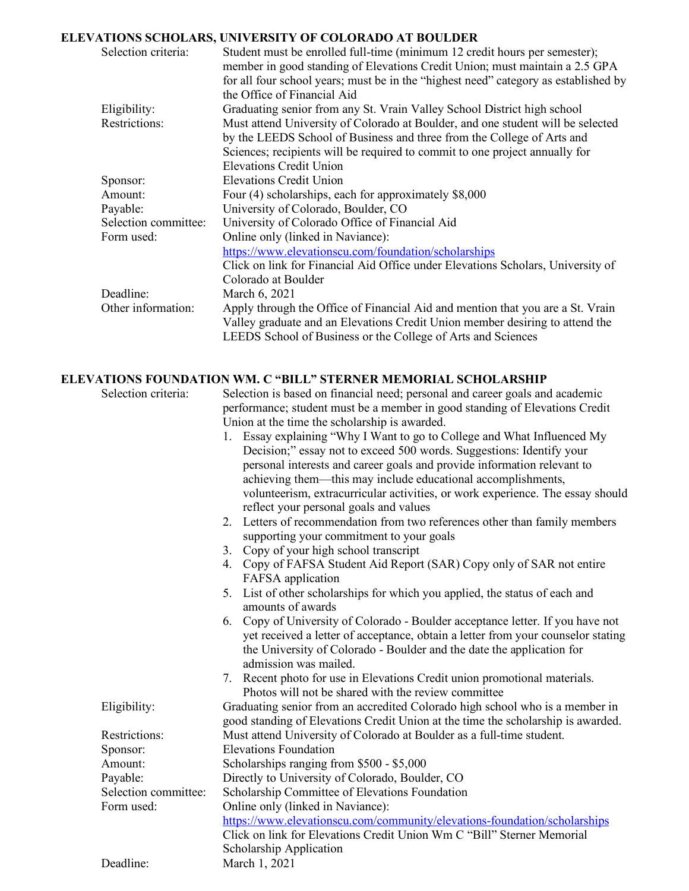## ELEVATIONS SCHOLARS, UNIVERSITY OF COLORADO AT BOULDER

| | |
|---|---|
| Selection criteria: | Student must be enrolled full-time (minimum 12 credit hours per semester); member in good standing of Elevations Credit Union; must maintain a 2.5 GPA for all four school years; must be in the "highest need" category as established by the Office of Financial Aid |
| Eligibility: | Graduating senior from any St. Vrain Valley School District high school |
| Restrictions: | Must attend University of Colorado at Boulder, and one student will be selected by the LEEDS School of Business and three from the College of Arts and Sciences; recipients will be required to commit to one project annually for Elevations Credit Union |
| Sponsor: | Elevations Credit Union |
| Amount: | Four (4) scholarships, each for approximately $8,000 |
| Payable: | University of Colorado, Boulder, CO |
| Selection committee: | University of Colorado Office of Financial Aid |
| Form used: | Online only (linked in Naviance): https://www.elevationscu.com/foundation/scholarships Click on link for Financial Aid Office under Elevations Scholars, University of Colorado at Boulder |
| Deadline: | March 6, 2021 |
| Other information: | Apply through the Office of Financial Aid and mention that you are a St. Vrain Valley graduate and an Elevations Credit Union member desiring to attend the LEEDS School of Business or the College of Arts and Sciences |

## ELEVATIONS FOUNDATION WM. C "BILL" STERNER MEMORIAL SCHOLARSHIP

**Selection criteria:** Selection is based on financial need; personal and career goals and academic performance; student must be a member in good standing of Elevations Credit Union at the time the scholarship is awarded.

1. Essay explaining "Why I Want to go to College and What Influenced My Decision;" essay not to exceed 500 words. Suggestions: Identify your personal interests and career goals and provide information relevant to achieving them—this may include educational accomplishments, volunteerism, extracurricular activities, or work experience. The essay should reflect your personal goals and values
2. Letters of recommendation from two references other than family members supporting your commitment to your goals
3. Copy of your high school transcript
4. Copy of FAFSA Student Aid Report (SAR) Copy only of SAR not entire FAFSA application
5. List of other scholarships for which you applied, the status of each and amounts of awards
6. Copy of University of Colorado - Boulder acceptance letter. If you have not yet received a letter of acceptance, obtain a letter from your counselor stating the University of Colorado - Boulder and the date the application for admission was mailed.
7. Recent photo for use in Elevations Credit union promotional materials. Photos will not be shared with the review committee

| | |
|---|---|
| Eligibility: | Graduating senior from an accredited Colorado high school who is a member in good standing of Elevations Credit Union at the time the scholarship is awarded. |
| Restrictions: | Must attend University of Colorado at Boulder as a full-time student. |
| Sponsor: | Elevations Foundation |
| Amount: | Scholarships ranging from $500 - $5,000 |
| Payable: | Directly to University of Colorado, Boulder, CO |
| Selection committee: | Scholarship Committee of Elevations Foundation |
| Form used: | Online only (linked in Naviance): https://www.elevationscu.com/community/elevations-foundation/scholarships Click on link for Elevations Credit Union Wm C "Bill" Sterner Memorial Scholarship Application |
| Deadline: | March 1, 2021 |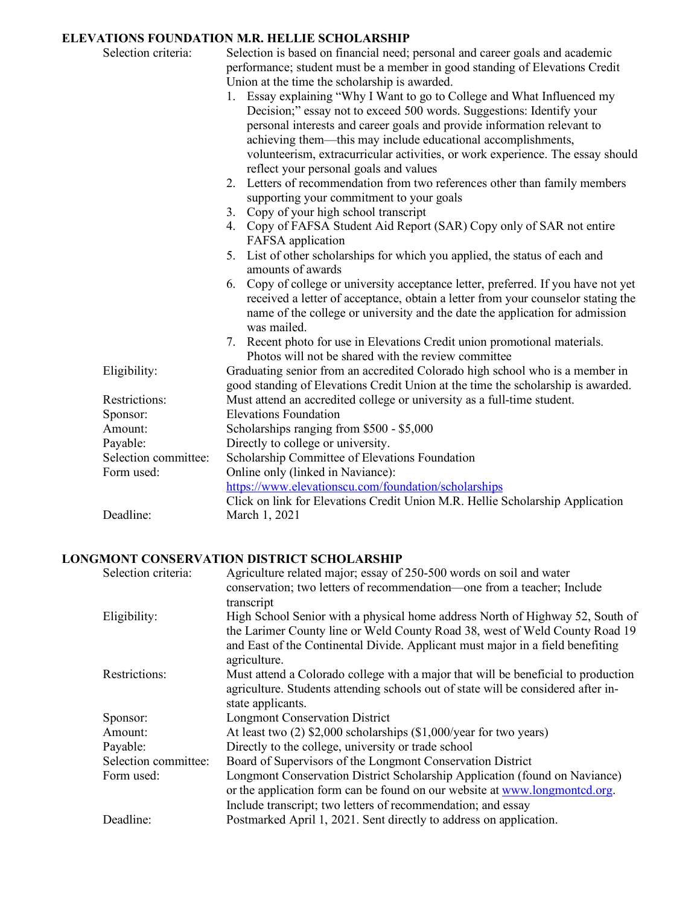## ELEVATIONS FOUNDATION M.R. HELLIE SCHOLARSHIP

**Selection criteria:** Selection is based on financial need; personal and career goals and academic performance; student must be a member in good standing of Elevations Credit Union at the time the scholarship is awarded.

1. Essay explaining "Why I Want to go to College and What Influenced my Decision;" essay not to exceed 500 words. Suggestions: Identify your personal interests and career goals and provide information relevant to achieving them—this may include educational accomplishments, volunteerism, extracurricular activities, or work experience. The essay should reflect your personal goals and values
2. Letters of recommendation from two references other than family members supporting your commitment to your goals
3. Copy of your high school transcript
4. Copy of FAFSA Student Aid Report (SAR) Copy only of SAR not entire FAFSA application
5. List of other scholarships for which you applied, the status of each and amounts of awards
6. Copy of college or university acceptance letter, preferred. If you have not yet received a letter of acceptance, obtain a letter from your counselor stating the name of the college or university and the date the application for admission was mailed.
7. Recent photo for use in Elevations Credit union promotional materials. Photos will not be shared with the review committee

**Eligibility:** Graduating senior from an accredited Colorado high school who is a member in good standing of Elevations Credit Union at the time the scholarship is awarded.

**Restrictions:** Must attend an accredited college or university as a full-time student.

**Sponsor:** Elevations Foundation

**Amount:** Scholarships ranging from $500 - $5,000

**Payable:** Directly to college or university.

**Selection committee:** Scholarship Committee of Elevations Foundation

**Form used:** Online only (linked in Naviance): https://www.elevationscu.com/foundation/scholarships
Click on link for Elevations Credit Union M.R. Hellie Scholarship Application

**Deadline:** March 1, 2021

## LONGMONT CONSERVATION DISTRICT SCHOLARSHIP

**Selection criteria:** Agriculture related major; essay of 250-500 words on soil and water conservation; two letters of recommendation—one from a teacher; Include transcript

**Eligibility:** High School Senior with a physical home address North of Highway 52, South of the Larimer County line or Weld County Road 38, west of Weld County Road 19 and East of the Continental Divide. Applicant must major in a field benefiting agriculture.

**Restrictions:** Must attend a Colorado college with a major that will be beneficial to production agriculture. Students attending schools out of state will be considered after in-state applicants.

**Sponsor:** Longmont Conservation District

**Amount:** At least two (2) $2,000 scholarships ($1,000/year for two years)

**Payable:** Directly to the college, university or trade school

**Selection committee:** Board of Supervisors of the Longmont Conservation District

**Form used:** Longmont Conservation District Scholarship Application (found on Naviance) or the application form can be found on our website at www.longmontcd.org. Include transcript; two letters of recommendation; and essay

**Deadline:** Postmarked April 1, 2021. Sent directly to address on application.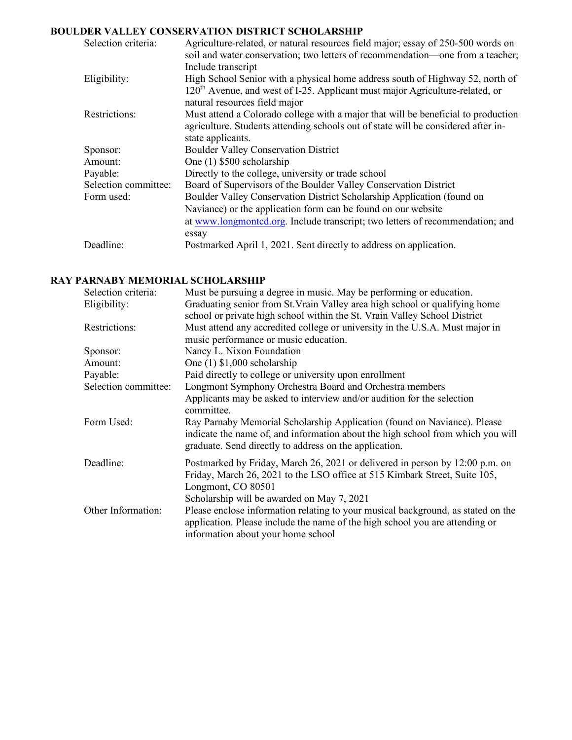## BOULDER VALLEY CONSERVATION DISTRICT SCHOLARSHIP

| | |
|---|---|
| Selection criteria: | Agriculture-related, or natural resources field major; essay of 250-500 words on soil and water conservation; two letters of recommendation—one from a teacher; Include transcript |
| Eligibility: | High School Senior with a physical home address south of Highway 52, north of 120th Avenue, and west of I-25. Applicant must major Agriculture-related, or natural resources field major |
| Restrictions: | Must attend a Colorado college with a major that will be beneficial to production agriculture. Students attending schools out of state will be considered after in-state applicants. |
| Sponsor: | Boulder Valley Conservation District |
| Amount: | One (1) $500 scholarship |
| Payable: | Directly to the college, university or trade school |
| Selection committee: | Board of Supervisors of the Boulder Valley Conservation District |
| Form used: | Boulder Valley Conservation District Scholarship Application (found on Naviance) or the application form can be found on our website at www.longmontcd.org. Include transcript; two letters of recommendation; and essay |
| Deadline: | Postmarked April 1, 2021. Sent directly to address on application. |

## RAY PARNABY MEMORIAL SCHOLARSHIP

| | |
|---|---|
| Selection criteria: | Must be pursuing a degree in music. May be performing or education. |
| Eligibility: | Graduating senior from St.Vrain Valley area high school or qualifying home school or private high school within the St. Vrain Valley School District |
| Restrictions: | Must attend any accredited college or university in the U.S.A. Must major in music performance or music education. |
| Sponsor: | Nancy L. Nixon Foundation |
| Amount: | One (1) $1,000 scholarship |
| Payable: | Paid directly to college or university upon enrollment |
| Selection committee: | Longmont Symphony Orchestra Board and Orchestra members<br>Applicants may be asked to interview and/or audition for the selection committee. |
| Form Used: | Ray Parnaby Memorial Scholarship Application (found on Naviance). Please indicate the name of, and information about the high school from which you will graduate. Send directly to address on the application. |
| Deadline: | Postmarked by Friday, March 26, 2021 or delivered in person by 12:00 p.m. on Friday, March 26, 2021 to the LSO office at 515 Kimbark Street, Suite 105, Longmont, CO 80501<br>Scholarship will be awarded on May 7, 2021 |
| Other Information: | Please enclose information relating to your musical background, as stated on the application. Please include the name of the high school you are attending or information about your home school |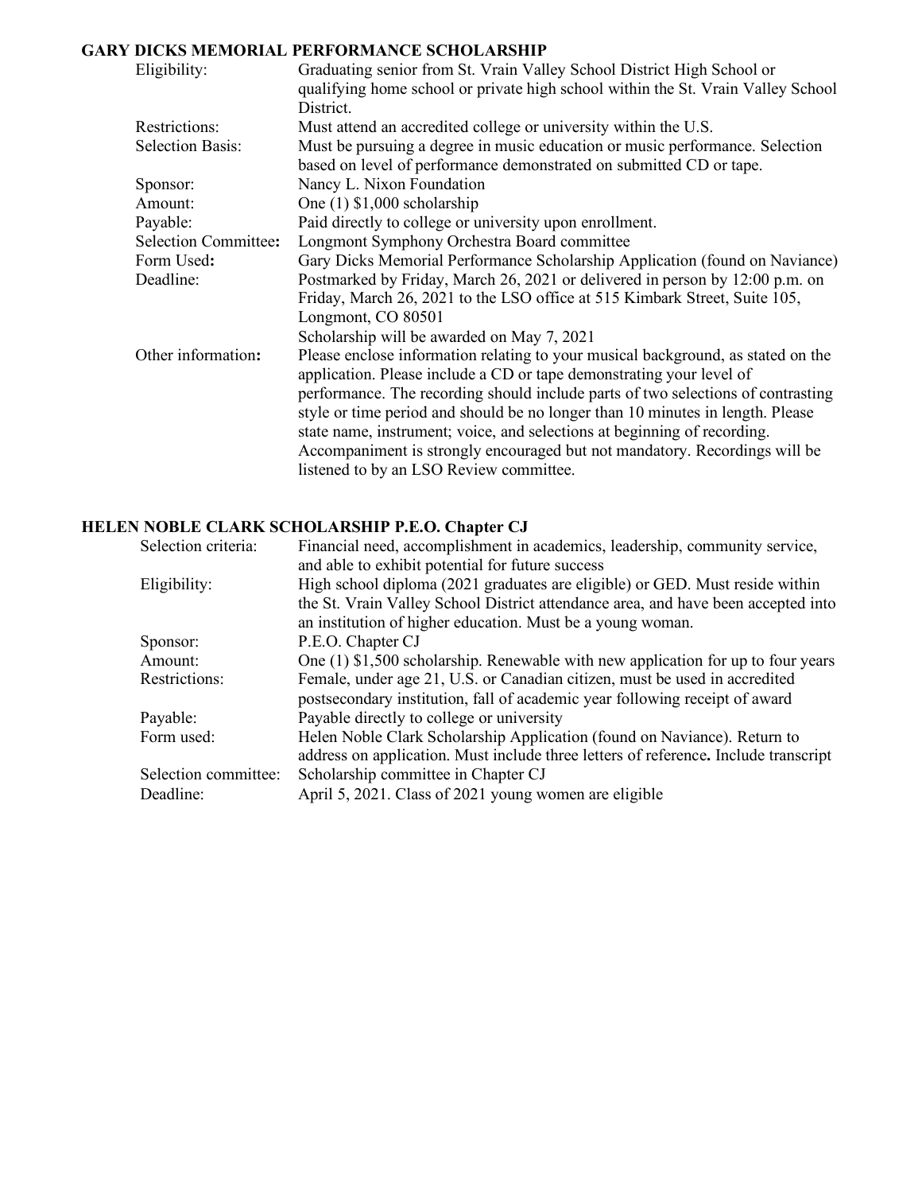## GARY DICKS MEMORIAL PERFORMANCE SCHOLARSHIP

| | |
|---|---|
| Eligibility: | Graduating senior from St. Vrain Valley School District High School or qualifying home school or private high school within the St. Vrain Valley School District. |
| Restrictions: | Must attend an accredited college or university within the U.S. |
| Selection Basis: | Must be pursuing a degree in music education or music performance. Selection based on level of performance demonstrated on submitted CD or tape. |
| Sponsor: | Nancy L. Nixon Foundation |
| Amount: | One (1) $1,000 scholarship |
| Payable: | Paid directly to college or university upon enrollment. |
| Selection Committee**:** | Longmont Symphony Orchestra Board committee |
| Form Used**:** | Gary Dicks Memorial Performance Scholarship Application (found on Naviance) |
| Deadline: | Postmarked by Friday, March 26, 2021 or delivered in person by 12:00 p.m. on Friday, March 26, 2021 to the LSO office at 515 Kimbark Street, Suite 105, Longmont, CO 80501<br>Scholarship will be awarded on May 7, 2021 |
| Other information**:** | Please enclose information relating to your musical background, as stated on the application. Please include a CD or tape demonstrating your level of performance. The recording should include parts of two selections of contrasting style or time period and should be no longer than 10 minutes in length. Please state name, instrument; voice, and selections at beginning of recording. Accompaniment is strongly encouraged but not mandatory. Recordings will be listened to by an LSO Review committee. |

## HELEN NOBLE CLARK SCHOLARSHIP P.E.O. Chapter CJ

| | |
|---|---|
| Selection criteria: | Financial need, accomplishment in academics, leadership, community service, and able to exhibit potential for future success |
| Eligibility: | High school diploma (2021 graduates are eligible) or GED. Must reside within the St. Vrain Valley School District attendance area, and have been accepted into an institution of higher education. Must be a young woman. |
| Sponsor: | P.E.O. Chapter CJ |
| Amount: | One (1) $1,500 scholarship. Renewable with new application for up to four years |
| Restrictions: | Female, under age 21, U.S. or Canadian citizen, must be used in accredited postsecondary institution, fall of academic year following receipt of award |
| Payable: | Payable directly to college or university |
| Form used: | Helen Noble Clark Scholarship Application (found on Naviance). Return to address on application. Must include three letters of reference**.** Include transcript |
| Selection committee: | Scholarship committee in Chapter CJ |
| Deadline: | April 5, 2021. Class of 2021 young women are eligible |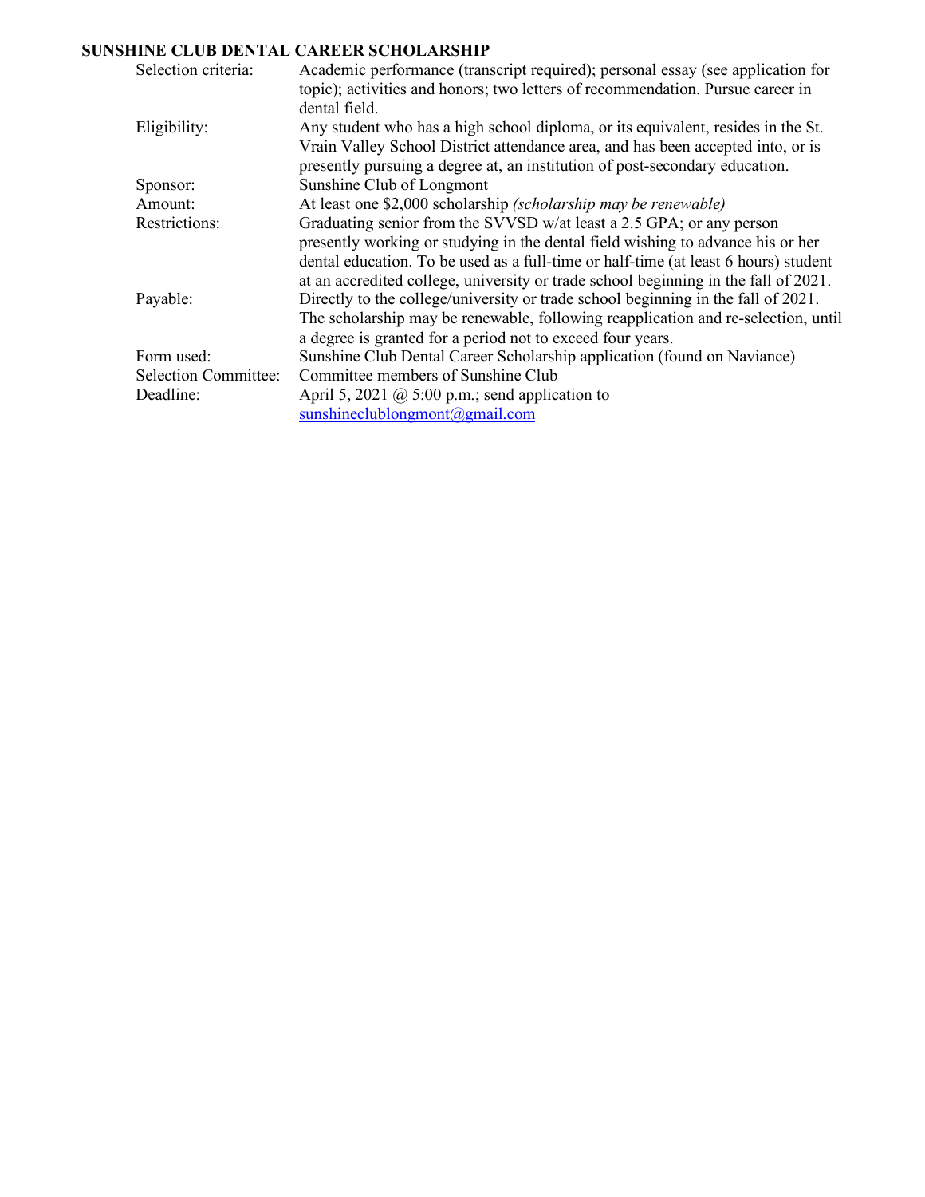**SUNSHINE CLUB DENTAL CAREER SCHOLARSHIP**

| | |
|---|---|
| Selection criteria: | Academic performance (transcript required); personal essay (see application for topic); activities and honors; two letters of recommendation. Pursue career in dental field. |
| Eligibility: | Any student who has a high school diploma, or its equivalent, resides in the St. Vrain Valley School District attendance area, and has been accepted into, or is presently pursuing a degree at, an institution of post-secondary education. |
| Sponsor: | Sunshine Club of Longmont |
| Amount: | At least one $2,000 scholarship *(scholarship may be renewable)* |
| Restrictions: | Graduating senior from the SVVSD w/at least a 2.5 GPA; or any person presently working or studying in the dental field wishing to advance his or her dental education. To be used as a full-time or half-time (at least 6 hours) student at an accredited college, university or trade school beginning in the fall of 2021. |
| Payable: | Directly to the college/university or trade school beginning in the fall of 2021. The scholarship may be renewable, following reapplication and re-selection, until a degree is granted for a period not to exceed four years. |
| Form used: | Sunshine Club Dental Career Scholarship application (found on Naviance) |
| Selection Committee: | Committee members of Sunshine Club |
| Deadline: | April 5, 2021 @ 5:00 p.m.; send application to sunshineclublongmont@gmail.com |